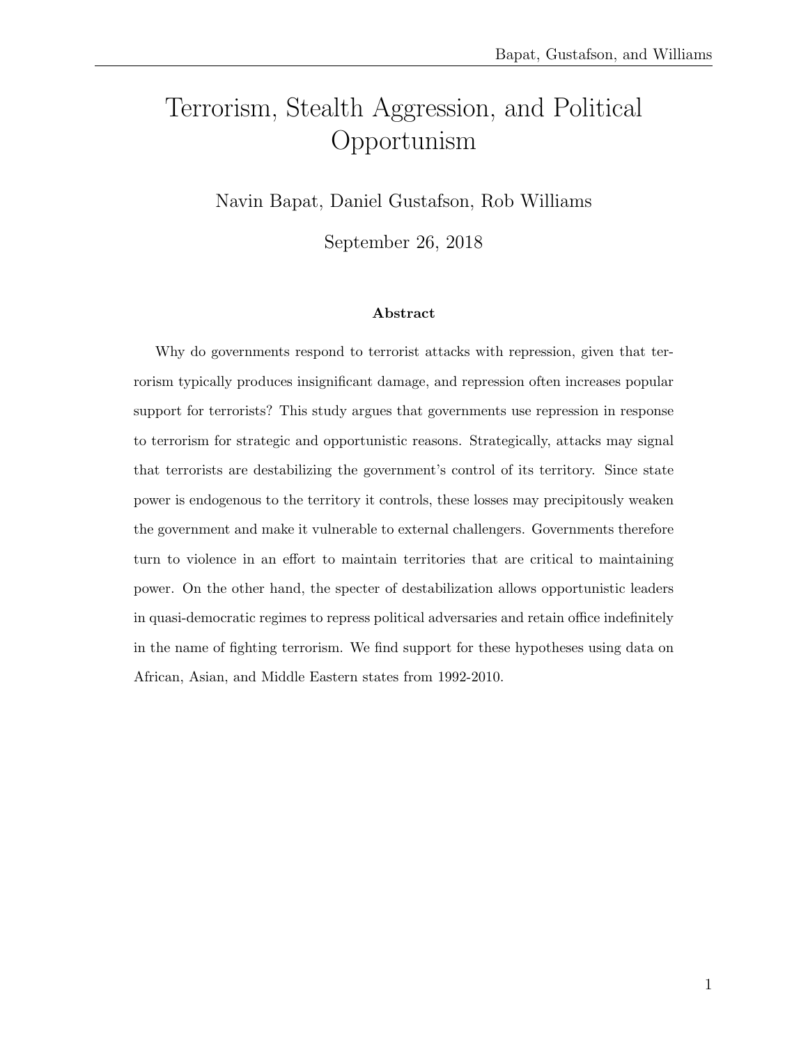# Terrorism, Stealth Aggression, and Political Opportunism

Navin Bapat, Daniel Gustafson, Rob Williams

September 26, 2018

### Abstract

Why do governments respond to terrorist attacks with repression, given that terrorism typically produces insignificant damage, and repression often increases popular support for terrorists? This study argues that governments use repression in response to terrorism for strategic and opportunistic reasons. Strategically, attacks may signal that terrorists are destabilizing the government's control of its territory. Since state power is endogenous to the territory it controls, these losses may precipitously weaken the government and make it vulnerable to external challengers. Governments therefore turn to violence in an effort to maintain territories that are critical to maintaining power. On the other hand, the specter of destabilization allows opportunistic leaders in quasi-democratic regimes to repress political adversaries and retain office indefinitely in the name of fighting terrorism. We find support for these hypotheses using data on African, Asian, and Middle Eastern states from 1992-2010.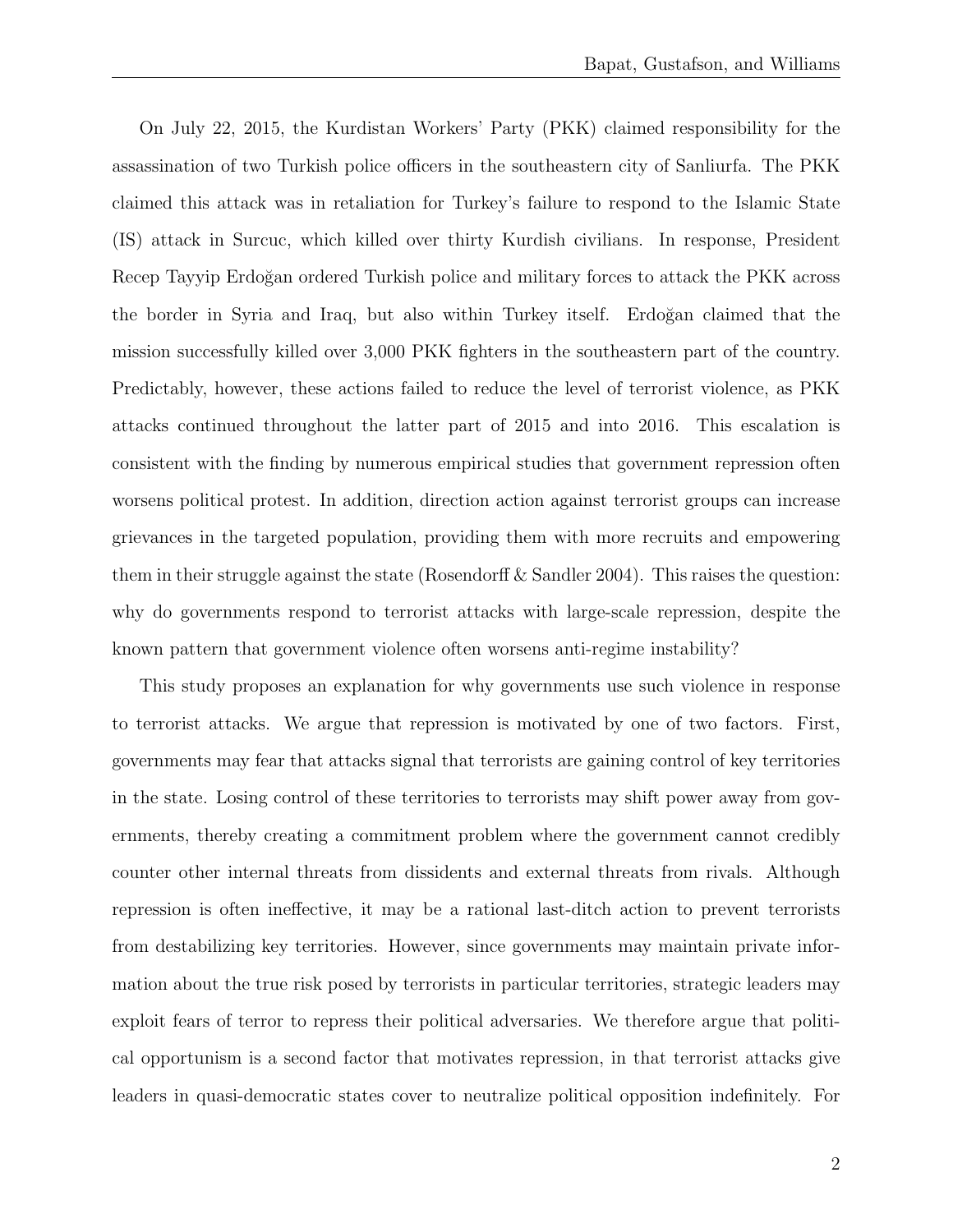On July 22, 2015, the Kurdistan Workers' Party (PKK) claimed responsibility for the assassination of two Turkish police officers in the southeastern city of Sanliurfa. The PKK claimed this attack was in retaliation for Turkey's failure to respond to the Islamic State (IS) attack in Surcuc, which killed over thirty Kurdish civilians. In response, President Recep Tayyip Erdoğan ordered Turkish police and military forces to attack the PKK across the border in Syria and Iraq, but also within Turkey itself. Erdoğan claimed that the mission successfully killed over 3,000 PKK fighters in the southeastern part of the country. Predictably, however, these actions failed to reduce the level of terrorist violence, as PKK attacks continued throughout the latter part of 2015 and into 2016. This escalation is consistent with the finding by numerous empirical studies that government repression often worsens political protest. In addition, direction action against terrorist groups can increase grievances in the targeted population, providing them with more recruits and empowering them in their struggle against the state (Rosendorff & Sandler 2004). This raises the question: why do governments respond to terrorist attacks with large-scale repression, despite the known pattern that government violence often worsens anti-regime instability?

This study proposes an explanation for why governments use such violence in response to terrorist attacks. We argue that repression is motivated by one of two factors. First, governments may fear that attacks signal that terrorists are gaining control of key territories in the state. Losing control of these territories to terrorists may shift power away from governments, thereby creating a commitment problem where the government cannot credibly counter other internal threats from dissidents and external threats from rivals. Although repression is often ineffective, it may be a rational last-ditch action to prevent terrorists from destabilizing key territories. However, since governments may maintain private information about the true risk posed by terrorists in particular territories, strategic leaders may exploit fears of terror to repress their political adversaries. We therefore argue that political opportunism is a second factor that motivates repression, in that terrorist attacks give leaders in quasi-democratic states cover to neutralize political opposition indefinitely. For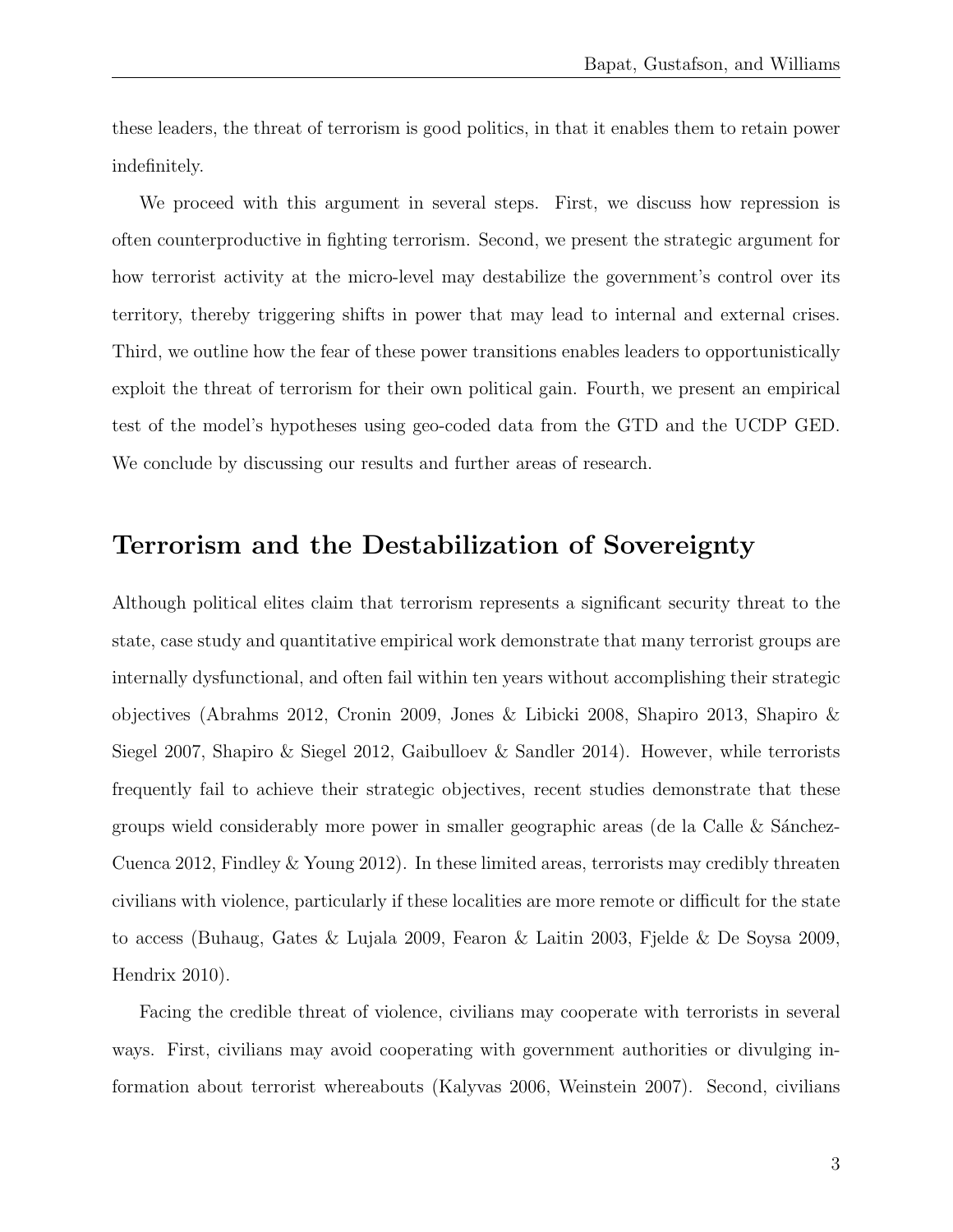these leaders, the threat of terrorism is good politics, in that it enables them to retain power indefinitely.

We proceed with this argument in several steps. First, we discuss how repression is often counterproductive in fighting terrorism. Second, we present the strategic argument for how terrorist activity at the micro-level may destabilize the government's control over its territory, thereby triggering shifts in power that may lead to internal and external crises. Third, we outline how the fear of these power transitions enables leaders to opportunistically exploit the threat of terrorism for their own political gain. Fourth, we present an empirical test of the model's hypotheses using geo-coded data from the GTD and the UCDP GED. We conclude by discussing our results and further areas of research.

## Terrorism and the Destabilization of Sovereignty

Although political elites claim that terrorism represents a significant security threat to the state, case study and quantitative empirical work demonstrate that many terrorist groups are internally dysfunctional, and often fail within ten years without accomplishing their strategic objectives (Abrahms 2012, Cronin 2009, Jones & Libicki 2008, Shapiro 2013, Shapiro & Siegel 2007, Shapiro & Siegel 2012, Gaibulloev & Sandler 2014). However, while terrorists frequently fail to achieve their strategic objectives, recent studies demonstrate that these groups wield considerably more power in smaller geographic areas (de la Calle & Sánchez-Cuenca 2012, Findley & Young 2012). In these limited areas, terrorists may credibly threaten civilians with violence, particularly if these localities are more remote or difficult for the state to access (Buhaug, Gates & Lujala 2009, Fearon & Laitin 2003, Fjelde & De Soysa 2009, Hendrix 2010).

Facing the credible threat of violence, civilians may cooperate with terrorists in several ways. First, civilians may avoid cooperating with government authorities or divulging information about terrorist whereabouts (Kalyvas 2006, Weinstein 2007). Second, civilians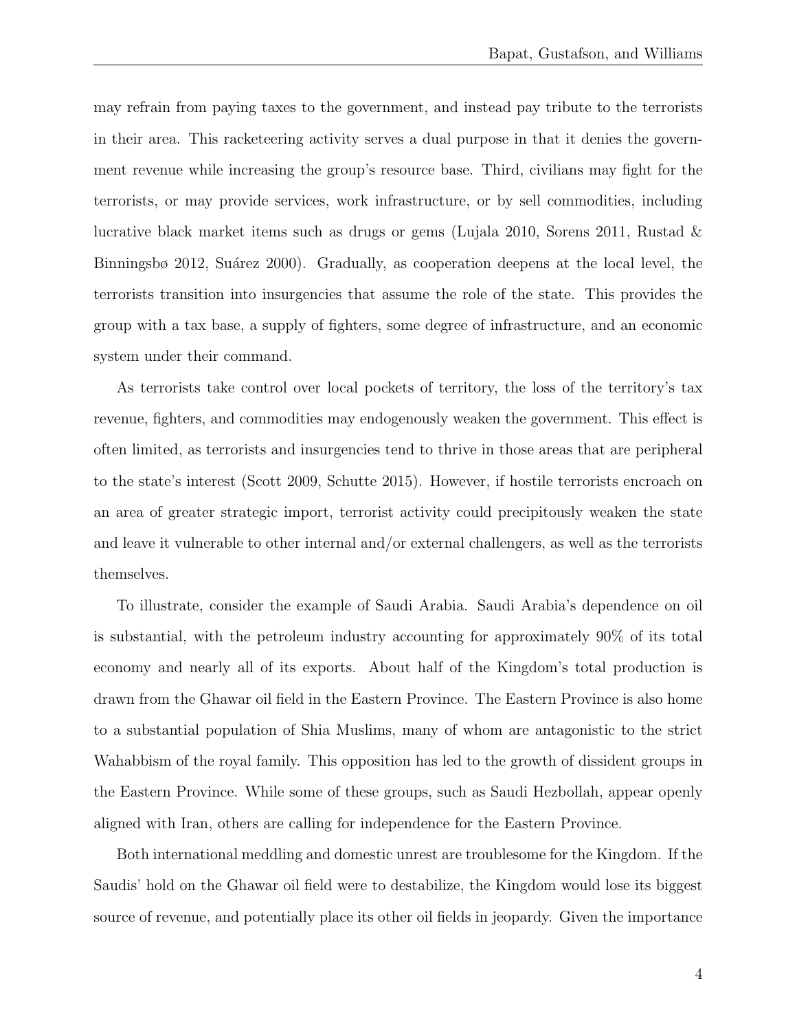may refrain from paying taxes to the government, and instead pay tribute to the terrorists in their area. This racketeering activity serves a dual purpose in that it denies the government revenue while increasing the group's resource base. Third, civilians may fight for the terrorists, or may provide services, work infrastructure, or by sell commodities, including lucrative black market items such as drugs or gems (Lujala 2010, Sorens 2011, Rustad & Binningsbø 2012, Suárez 2000). Gradually, as cooperation deepens at the local level, the terrorists transition into insurgencies that assume the role of the state. This provides the group with a tax base, a supply of fighters, some degree of infrastructure, and an economic system under their command.

As terrorists take control over local pockets of territory, the loss of the territory's tax revenue, fighters, and commodities may endogenously weaken the government. This effect is often limited, as terrorists and insurgencies tend to thrive in those areas that are peripheral to the state's interest (Scott 2009, Schutte 2015). However, if hostile terrorists encroach on an area of greater strategic import, terrorist activity could precipitously weaken the state and leave it vulnerable to other internal and/or external challengers, as well as the terrorists themselves.

To illustrate, consider the example of Saudi Arabia. Saudi Arabia's dependence on oil is substantial, with the petroleum industry accounting for approximately 90% of its total economy and nearly all of its exports. About half of the Kingdom's total production is drawn from the Ghawar oil field in the Eastern Province. The Eastern Province is also home to a substantial population of Shia Muslims, many of whom are antagonistic to the strict Wahabbism of the royal family. This opposition has led to the growth of dissident groups in the Eastern Province. While some of these groups, such as Saudi Hezbollah, appear openly aligned with Iran, others are calling for independence for the Eastern Province.

Both international meddling and domestic unrest are troublesome for the Kingdom. If the Saudis' hold on the Ghawar oil field were to destabilize, the Kingdom would lose its biggest source of revenue, and potentially place its other oil fields in jeopardy. Given the importance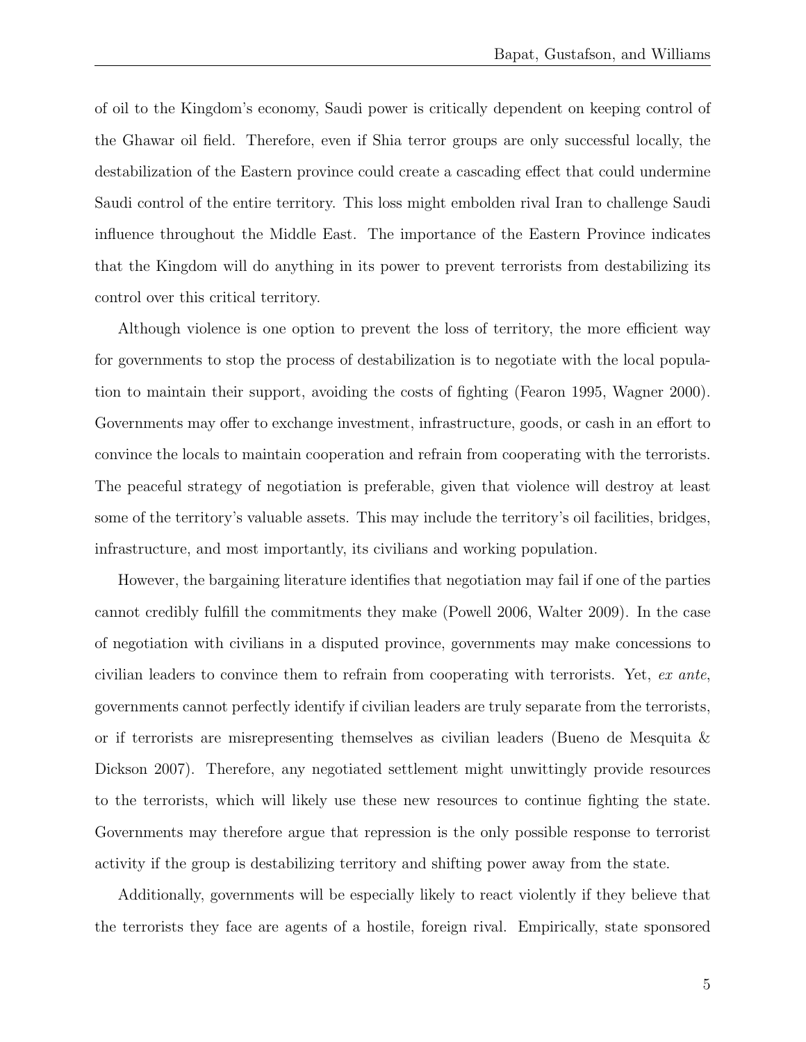of oil to the Kingdom's economy, Saudi power is critically dependent on keeping control of the Ghawar oil field. Therefore, even if Shia terror groups are only successful locally, the destabilization of the Eastern province could create a cascading effect that could undermine Saudi control of the entire territory. This loss might embolden rival Iran to challenge Saudi influence throughout the Middle East. The importance of the Eastern Province indicates that the Kingdom will do anything in its power to prevent terrorists from destabilizing its control over this critical territory.

Although violence is one option to prevent the loss of territory, the more efficient way for governments to stop the process of destabilization is to negotiate with the local population to maintain their support, avoiding the costs of fighting (Fearon 1995, Wagner 2000). Governments may offer to exchange investment, infrastructure, goods, or cash in an effort to convince the locals to maintain cooperation and refrain from cooperating with the terrorists. The peaceful strategy of negotiation is preferable, given that violence will destroy at least some of the territory's valuable assets. This may include the territory's oil facilities, bridges, infrastructure, and most importantly, its civilians and working population.

However, the bargaining literature identifies that negotiation may fail if one of the parties cannot credibly fulfill the commitments they make (Powell 2006, Walter 2009). In the case of negotiation with civilians in a disputed province, governments may make concessions to civilian leaders to convince them to refrain from cooperating with terrorists. Yet, *ex ante*, governments cannot perfectly identify if civilian leaders are truly separate from the terrorists, or if terrorists are misrepresenting themselves as civilian leaders (Bueno de Mesquita & Dickson 2007). Therefore, any negotiated settlement might unwittingly provide resources to the terrorists, which will likely use these new resources to continue fighting the state. Governments may therefore argue that repression is the only possible response to terrorist activity if the group is destabilizing territory and shifting power away from the state.

Additionally, governments will be especially likely to react violently if they believe that the terrorists they face are agents of a hostile, foreign rival. Empirically, state sponsored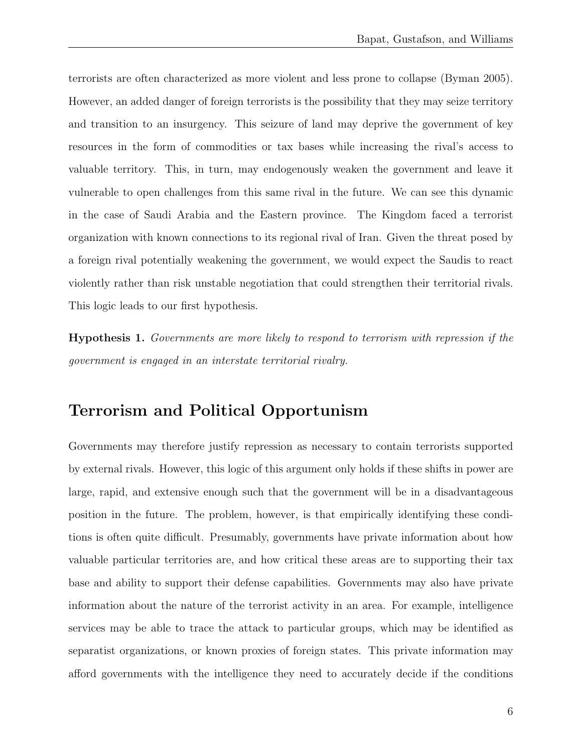terrorists are often characterized as more violent and less prone to collapse (Byman 2005). However, an added danger of foreign terrorists is the possibility that they may seize territory and transition to an insurgency. This seizure of land may deprive the government of key resources in the form of commodities or tax bases while increasing the rival's access to valuable territory. This, in turn, may endogenously weaken the government and leave it vulnerable to open challenges from this same rival in the future. We can see this dynamic in the case of Saudi Arabia and the Eastern province. The Kingdom faced a terrorist organization with known connections to its regional rival of Iran. Given the threat posed by a foreign rival potentially weakening the government, we would expect the Saudis to react violently rather than risk unstable negotiation that could strengthen their territorial rivals. This logic leads to our first hypothesis.

**Hypothesis 1.** *Governments are more likely to respond to terrorism with repression if the government is engaged in an interstate territorial rivalry.*

## Terrorism and Political Opportunism

Governments may therefore justify repression as necessary to contain terrorists supported by external rivals. However, this logic of this argument only holds if these shifts in power are large, rapid, and extensive enough such that the government will be in a disadvantageous position in the future. The problem, however, is that empirically identifying these conditions is often quite difficult. Presumably, governments have private information about how valuable particular territories are, and how critical these areas are to supporting their tax base and ability to support their defense capabilities. Governments may also have private information about the nature of the terrorist activity in an area. For example, intelligence services may be able to trace the attack to particular groups, which may be identified as separatist organizations, or known proxies of foreign states. This private information may afford governments with the intelligence they need to accurately decide if the conditions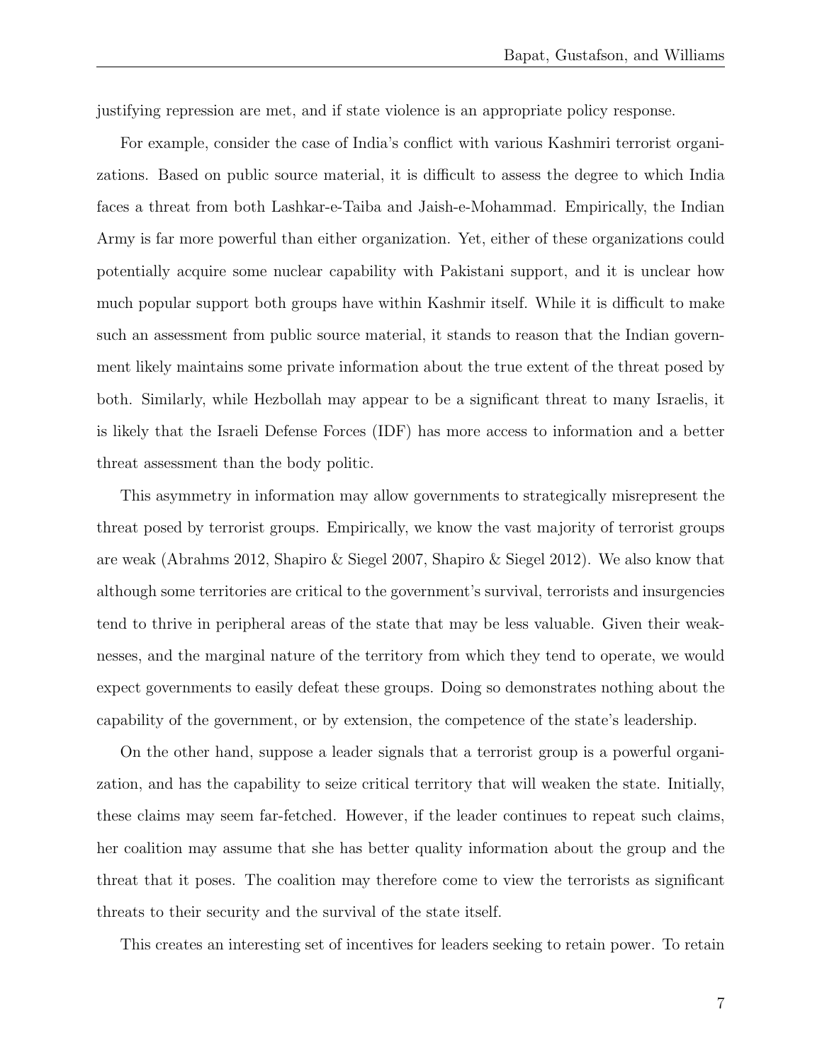justifying repression are met, and if state violence is an appropriate policy response.

For example, consider the case of India's conflict with various Kashmiri terrorist organizations. Based on public source material, it is difficult to assess the degree to which India faces a threat from both Lashkar-e-Taiba and Jaish-e-Mohammad. Empirically, the Indian Army is far more powerful than either organization. Yet, either of these organizations could potentially acquire some nuclear capability with Pakistani support, and it is unclear how much popular support both groups have within Kashmir itself. While it is difficult to make such an assessment from public source material, it stands to reason that the Indian government likely maintains some private information about the true extent of the threat posed by both. Similarly, while Hezbollah may appear to be a significant threat to many Israelis, it is likely that the Israeli Defense Forces (IDF) has more access to information and a better threat assessment than the body politic.

This asymmetry in information may allow governments to strategically misrepresent the threat posed by terrorist groups. Empirically, we know the vast majority of terrorist groups are weak (Abrahms 2012, Shapiro & Siegel 2007, Shapiro & Siegel 2012). We also know that although some territories are critical to the government's survival, terrorists and insurgencies tend to thrive in peripheral areas of the state that may be less valuable. Given their weaknesses, and the marginal nature of the territory from which they tend to operate, we would expect governments to easily defeat these groups. Doing so demonstrates nothing about the capability of the government, or by extension, the competence of the state's leadership.

On the other hand, suppose a leader signals that a terrorist group is a powerful organization, and has the capability to seize critical territory that will weaken the state. Initially, these claims may seem far-fetched. However, if the leader continues to repeat such claims, her coalition may assume that she has better quality information about the group and the threat that it poses. The coalition may therefore come to view the terrorists as significant threats to their security and the survival of the state itself.

This creates an interesting set of incentives for leaders seeking to retain power. To retain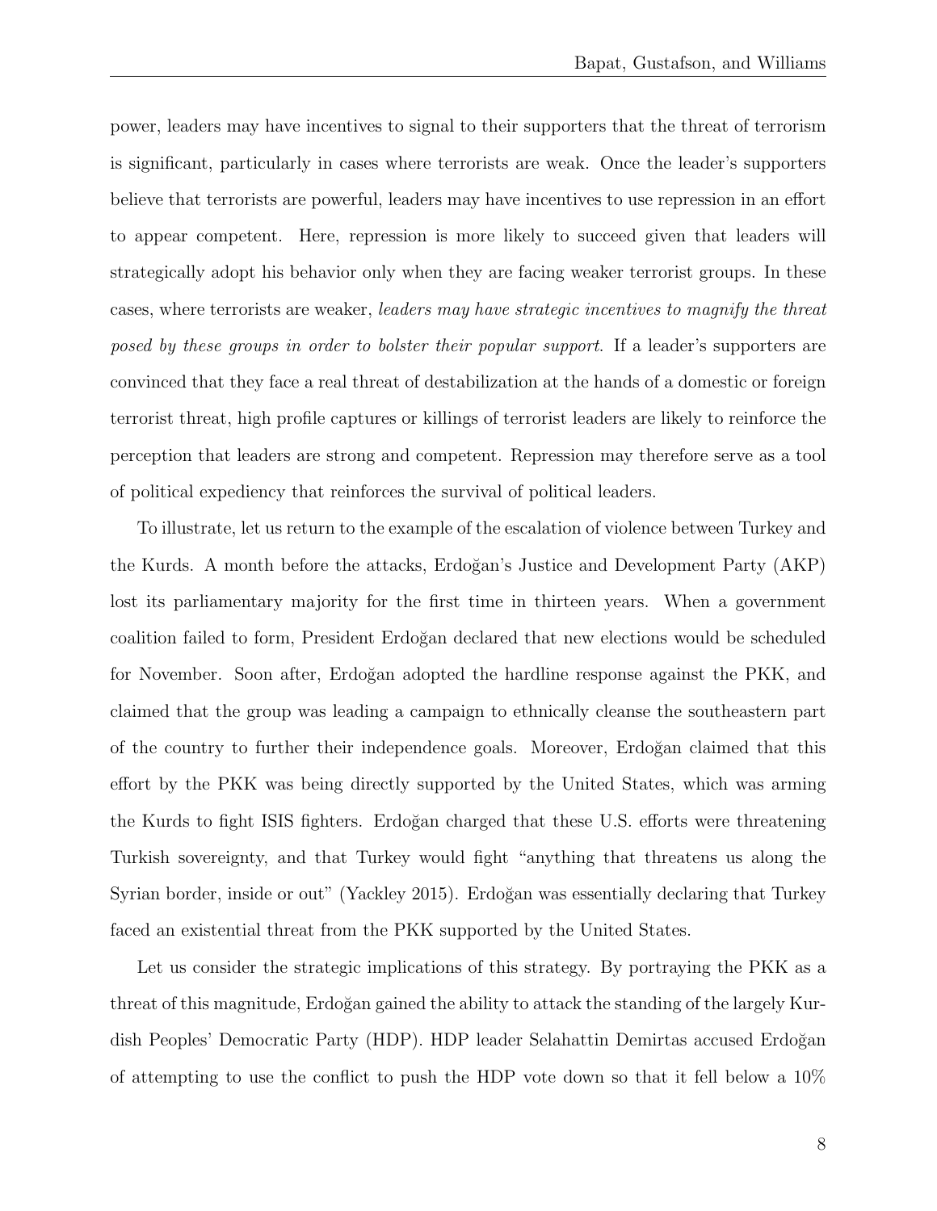power, leaders may have incentives to signal to their supporters that the threat of terrorism is significant, particularly in cases where terrorists are weak. Once the leader's supporters believe that terrorists are powerful, leaders may have incentives to use repression in an effort to appear competent. Here, repression is more likely to succeed given that leaders will strategically adopt his behavior only when they are facing weaker terrorist groups. In these cases, where terrorists are weaker, *leaders may have strategic incentives to magnify the threat posed by these groups in order to bolster their popular support*. If a leader's supporters are convinced that they face a real threat of destabilization at the hands of a domestic or foreign terrorist threat, high profile captures or killings of terrorist leaders are likely to reinforce the perception that leaders are strong and competent. Repression may therefore serve as a tool of political expediency that reinforces the survival of political leaders.

To illustrate, let us return to the example of the escalation of violence between Turkey and the Kurds. A month before the attacks, Erdoğan's Justice and Development Party (AKP) lost its parliamentary majority for the first time in thirteen years. When a government coalition failed to form, President Erdoğan declared that new elections would be scheduled for November. Soon after, Erdoğan adopted the hardline response against the PKK, and claimed that the group was leading a campaign to ethnically cleanse the southeastern part of the country to further their independence goals. Moreover, Erdoğan claimed that this effort by the PKK was being directly supported by the United States, which was arming the Kurds to fight ISIS fighters. Erdoğan charged that these U.S. efforts were threatening Turkish sovereignty, and that Turkey would fight "anything that threatens us along the Syrian border, inside or out" (Yackley 2015). Erdoğan was essentially declaring that Turkey faced an existential threat from the PKK supported by the United States.

Let us consider the strategic implications of this strategy. By portraying the PKK as a threat of this magnitude, Erdoğan gained the ability to attack the standing of the largely Kurdish Peoples' Democratic Party (HDP). HDP leader Selahattin Demirtas accused Erdoğan of attempting to use the conflict to push the HDP vote down so that it fell below a 10%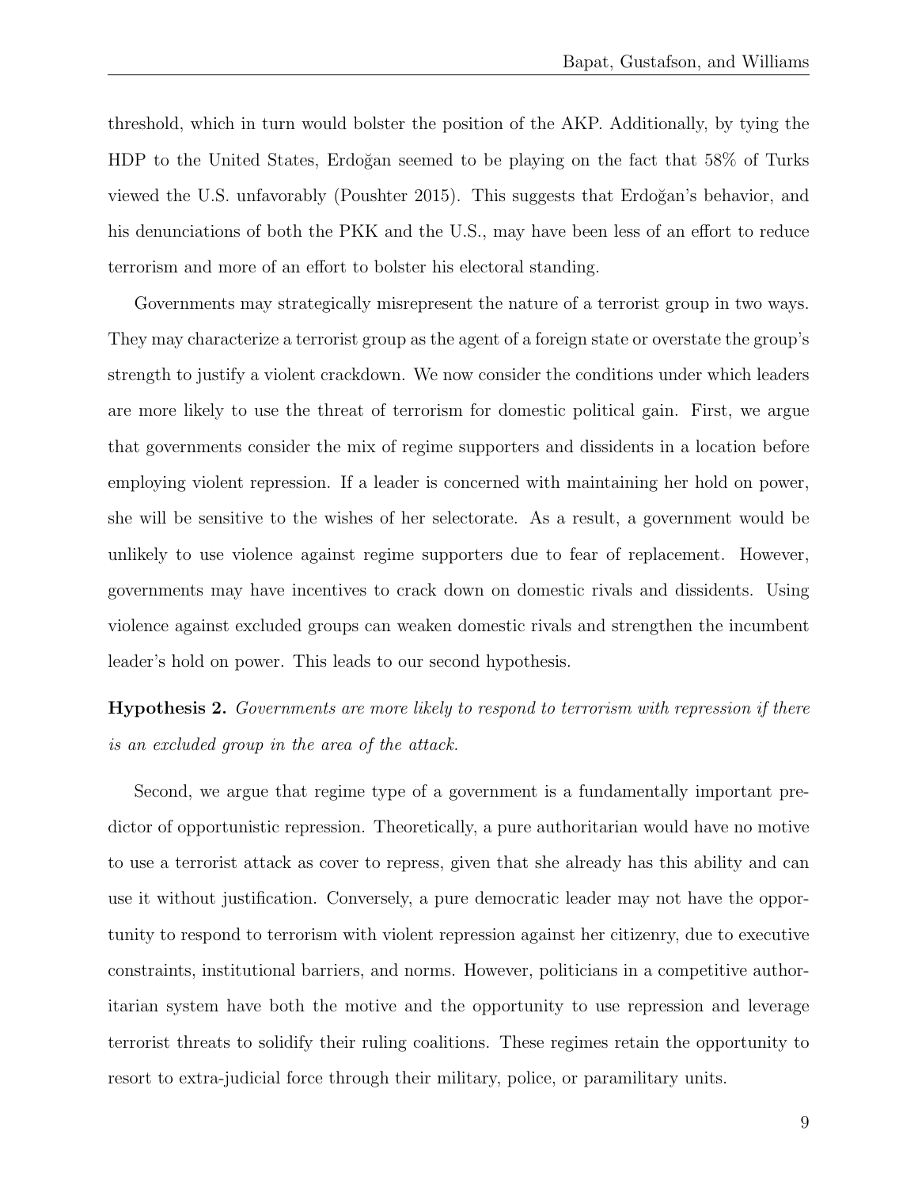threshold, which in turn would bolster the position of the AKP. Additionally, by tying the HDP to the United States, Erdoğan seemed to be playing on the fact that 58% of Turks viewed the U.S. unfavorably (Poushter 2015). This suggests that Erdoğan's behavior, and his denunciations of both the PKK and the U.S., may have been less of an effort to reduce terrorism and more of an effort to bolster his electoral standing.

Governments may strategically misrepresent the nature of a terrorist group in two ways. They may characterize a terrorist group as the agent of a foreign state or overstate the group's strength to justify a violent crackdown. We now consider the conditions under which leaders are more likely to use the threat of terrorism for domestic political gain. First, we argue that governments consider the mix of regime supporters and dissidents in a location before employing violent repression. If a leader is concerned with maintaining her hold on power, she will be sensitive to the wishes of her selectorate. As a result, a government would be unlikely to use violence against regime supporters due to fear of replacement. However, governments may have incentives to crack down on domestic rivals and dissidents. Using violence against excluded groups can weaken domestic rivals and strengthen the incumbent leader's hold on power. This leads to our second hypothesis.

**Hypothesis 2.** *Governments are more likely to respond to terrorism with repression if there is an excluded group in the area of the attack.*

Second, we argue that regime type of a government is a fundamentally important predictor of opportunistic repression. Theoretically, a pure authoritarian would have no motive to use a terrorist attack as cover to repress, given that she already has this ability and can use it without justification. Conversely, a pure democratic leader may not have the opportunity to respond to terrorism with violent repression against her citizenry, due to executive constraints, institutional barriers, and norms. However, politicians in a competitive authoritarian system have both the motive and the opportunity to use repression and leverage terrorist threats to solidify their ruling coalitions. These regimes retain the opportunity to resort to extra-judicial force through their military, police, or paramilitary units.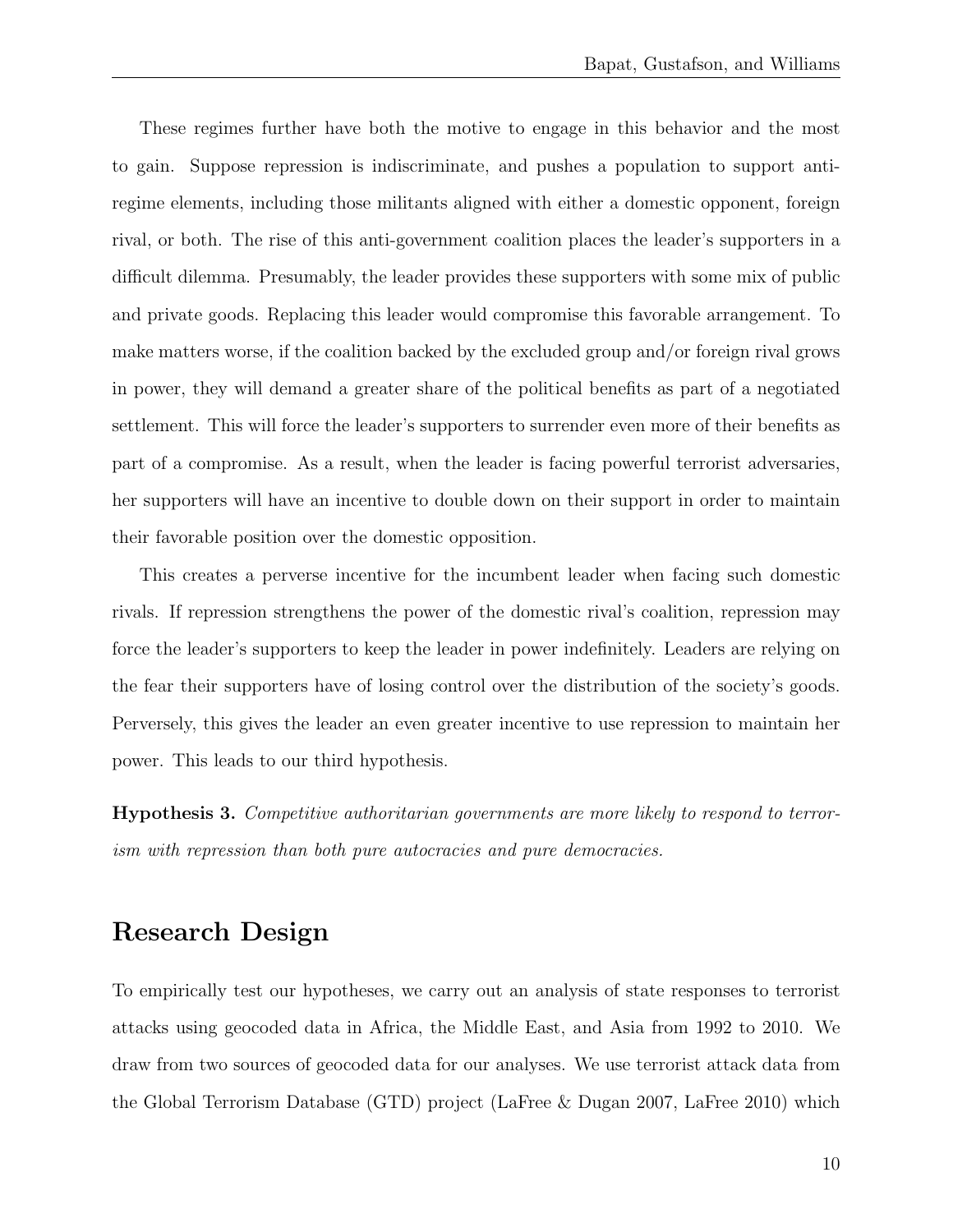These regimes further have both the motive to engage in this behavior and the most to gain. Suppose repression is indiscriminate, and pushes a population to support anti-regime elements, including those militants aligned with either a domestic opponent, foreign rival, or both. The rise of this anti-government coalition places the leader's supporters in a difficult dilemma. Presumably, the leader provides these supporters with some mix of public and private goods. Replacing this leader would compromise this favorable arrangement. To make matters worse, if the coalition backed by the excluded group and/or foreign rival grows in power, they will demand a greater share of the political benefits as part of a negotiated settlement. This will force the leader's supporters to surrender even more of their benefits as part of a compromise. As a result, when the leader is facing powerful terrorist adversaries, her supporters will have an incentive to double down on their support in order to maintain their favorable position over the domestic opposition.

This creates a perverse incentive for the incumbent leader when facing such domestic rivals. If repression strengthens the power of the domestic rival's coalition, repression may force the leader's supporters to keep the leader in power indefinitely. Leaders are relying on the fear their supporters have of losing control over the distribution of the society's goods. Perversely, this gives the leader an even greater incentive to use repression to maintain her power. This leads to our third hypothesis.

**Hypothesis 3.** *Competitive authoritarian governments are more likely to respond to terrorism with repression than both pure autocracies and pure democracies.*

## Research Design

To empirically test our hypotheses, we carry out an analysis of state responses to terrorist attacks using geocoded data in Africa, the Middle East, and Asia from 1992 to 2010. We draw from two sources of geocoded data for our analyses. We use terrorist attack data from the Global Terrorism Database (GTD) project (LaFree & Dugan 2007, LaFree 2010) which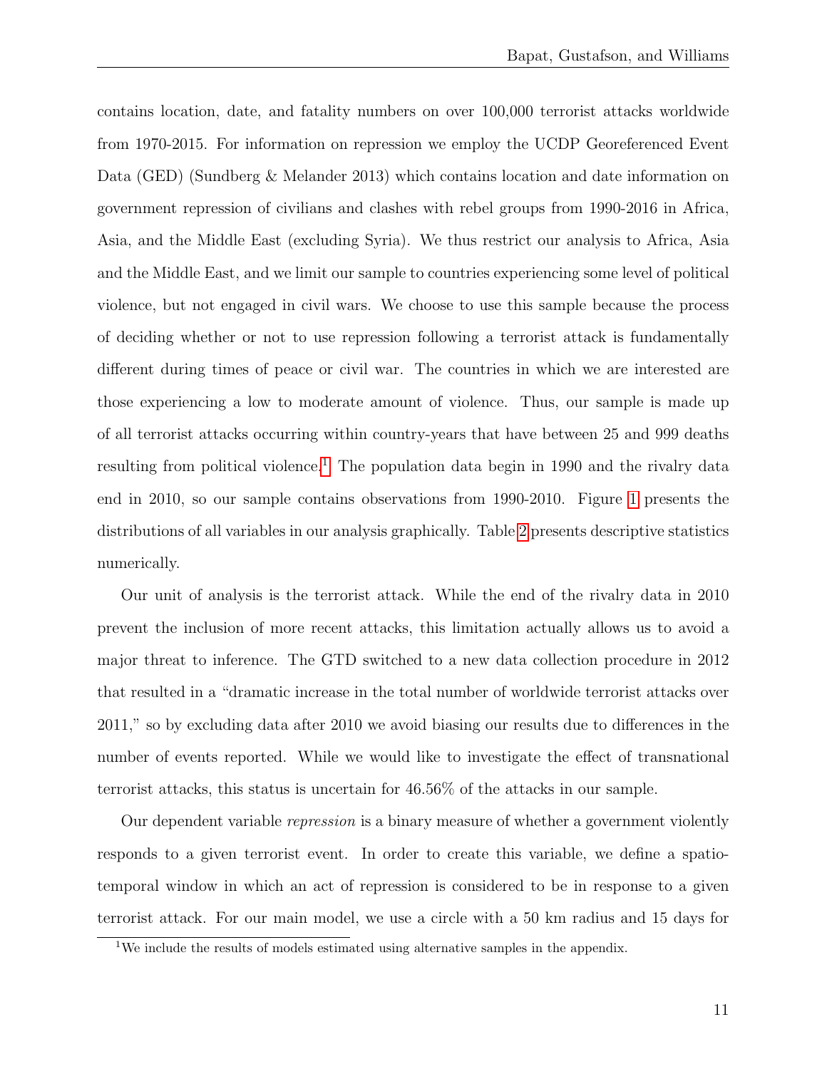contains location, date, and fatality numbers on over 100,000 terrorist attacks worldwide from 1970-2015. For information on repression we employ the UCDP Georeferenced Event Data (GED) (Sundberg & Melander 2013) which contains location and date information on government repression of civilians and clashes with rebel groups from 1990-2016 in Africa, Asia, and the Middle East (excluding Syria). We thus restrict our analysis to Africa, Asia and the Middle East, and we limit our sample to countries experiencing some level of political violence, but not engaged in civil wars. We choose to use this sample because the process of deciding whether or not to use repression following a terrorist attack is fundamentally different during times of peace or civil war. The countries in which we are interested are those experiencing a low to moderate amount of violence. Thus, our sample is made up of all terrorist attacks occurring within country-years that have between 25 and 999 deaths resulting from political violence.[1] The population data begin in 1990 and the rivalry data end in 2010, so our sample contains observations from 1990-2010. Figure 1 presents the distributions of all variables in our analysis graphically. Table 2 presents descriptive statistics numerically.

Our unit of analysis is the terrorist attack. While the end of the rivalry data in 2010 prevent the inclusion of more recent attacks, this limitation actually allows us to avoid a major threat to inference. The GTD switched to a new data collection procedure in 2012 that resulted in a "dramatic increase in the total number of worldwide terrorist attacks over 2011," so by excluding data after 2010 we avoid biasing our results due to differences in the number of events reported. While we would like to investigate the effect of transnational terrorist attacks, this status is uncertain for 46.56% of the attacks in our sample.

Our dependent variable *repression* is a binary measure of whether a government violently responds to a given terrorist event. In order to create this variable, we define a spatio-temporal window in which an act of repression is considered to be in response to a given terrorist attack. For our main model, we use a circle with a 50 km radius and 15 days for

[1] We include the results of models estimated using alternative samples in the appendix.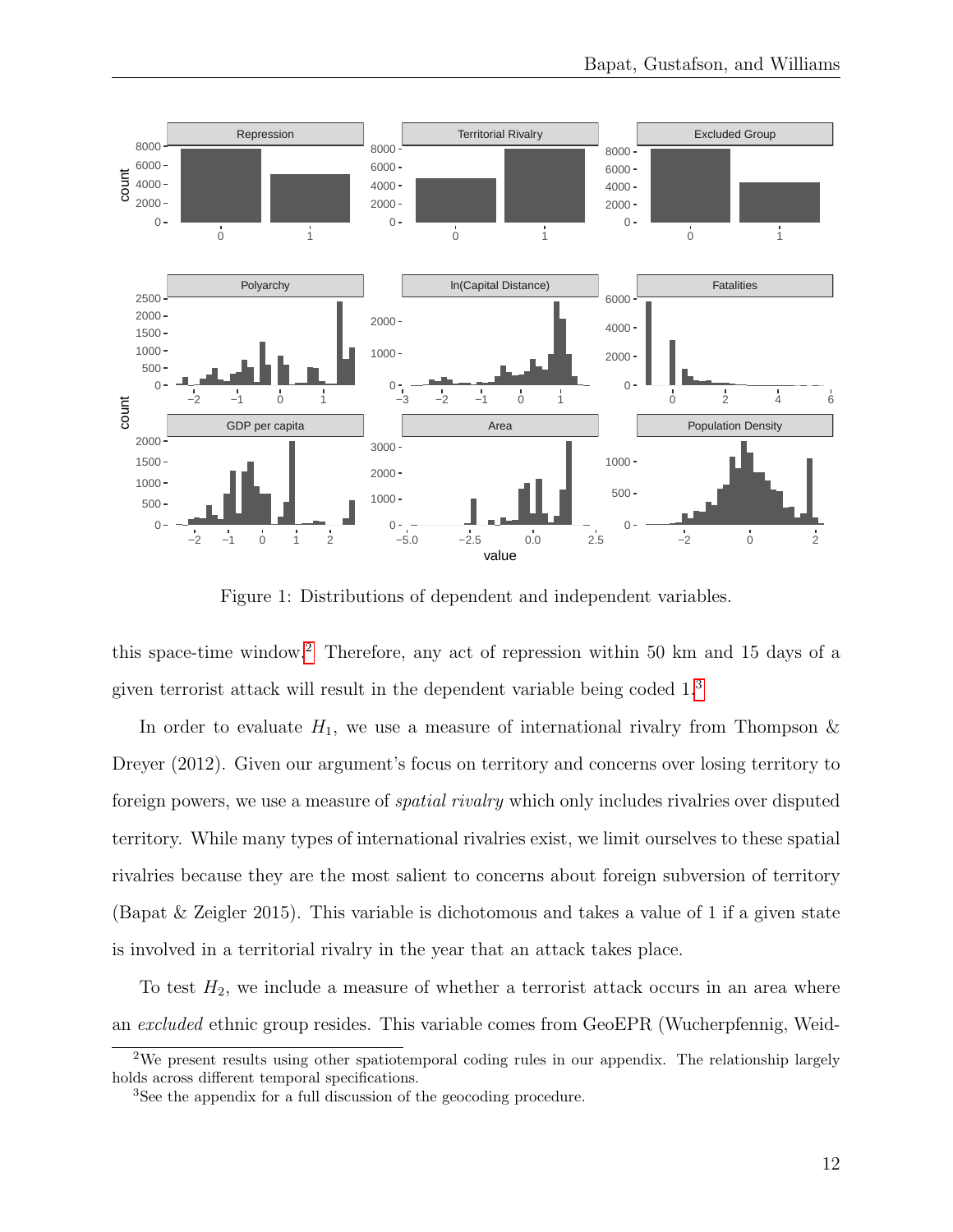Figure 1: Distributions of dependent and independent variables.

this space-time window.[2] Therefore, any act of repression within 50 km and 15 days of a given terrorist attack will result in the dependent variable being coded 1.[3]

In order to evaluate $H_1$, we use a measure of international rivalry from Thompson & Dreyer (2012). Given our argument's focus on territory and concerns over losing territory to foreign powers, we use a measure of *spatial rivalry* which only includes rivalries over disputed territory. While many types of international rivalries exist, we limit ourselves to these spatial rivalries because they are the most salient to concerns about foreign subversion of territory (Bapat & Zeigler 2015). This variable is dichotomous and takes a value of 1 if a given state is involved in a territorial rivalry in the year that an attack takes place.

To test $H_2$, we include a measure of whether a terrorist attack occurs in an area where an *excluded* ethnic group resides. This variable comes from GeoEPR (Wucherpfennig, Weid-

---

[2] We present results using other spatiotemporal coding rules in our appendix. The relationship largely holds across different temporal specifications.

[3] See the appendix for a full discussion of the geocoding procedure.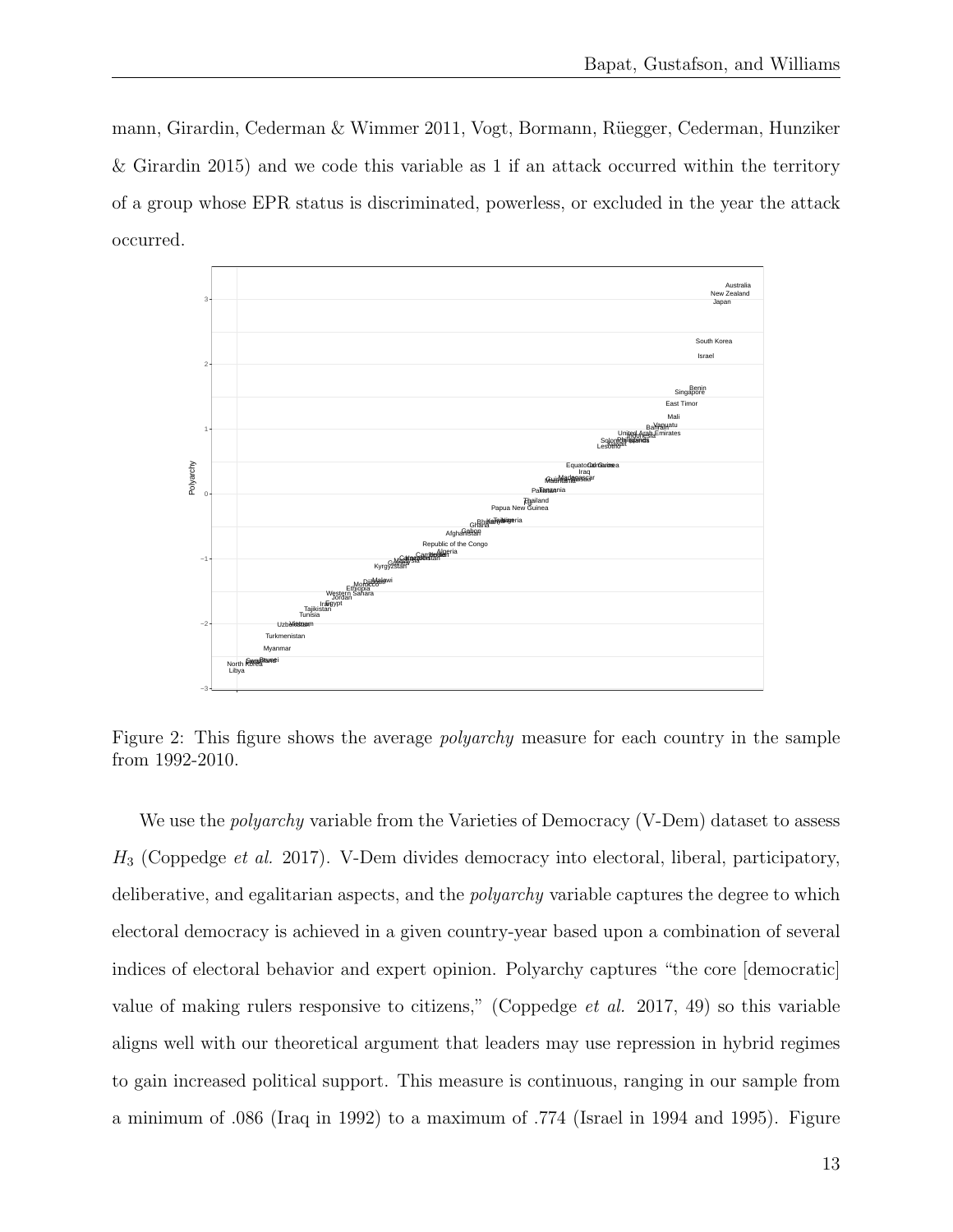mann, Girardin, Cederman & Wimmer 2011, Vogt, Bormann, Rüegger, Cederman, Hunziker & Girardin 2015) and we code this variable as 1 if an attack occurred within the territory of a group whose EPR status is discriminated, powerless, or excluded in the year the attack occurred.

Figure 2: This figure shows the average *polyarchy* measure for each country in the sample from 1992-2010.

We use the *polyarchy* variable from the Varieties of Democracy (V-Dem) dataset to assess $H_3$ (Coppedge *et al.* 2017). V-Dem divides democracy into electoral, liberal, participatory, deliberative, and egalitarian aspects, and the *polyarchy* variable captures the degree to which electoral democracy is achieved in a given country-year based upon a combination of several indices of electoral behavior and expert opinion. Polyarchy captures "the core [democratic] value of making rulers responsive to citizens," (Coppedge *et al.* 2017, 49) so this variable aligns well with our theoretical argument that leaders may use repression in hybrid regimes to gain increased political support. This measure is continuous, ranging in our sample from a minimum of .086 (Iraq in 1992) to a maximum of .774 (Israel in 1994 and 1995). Figure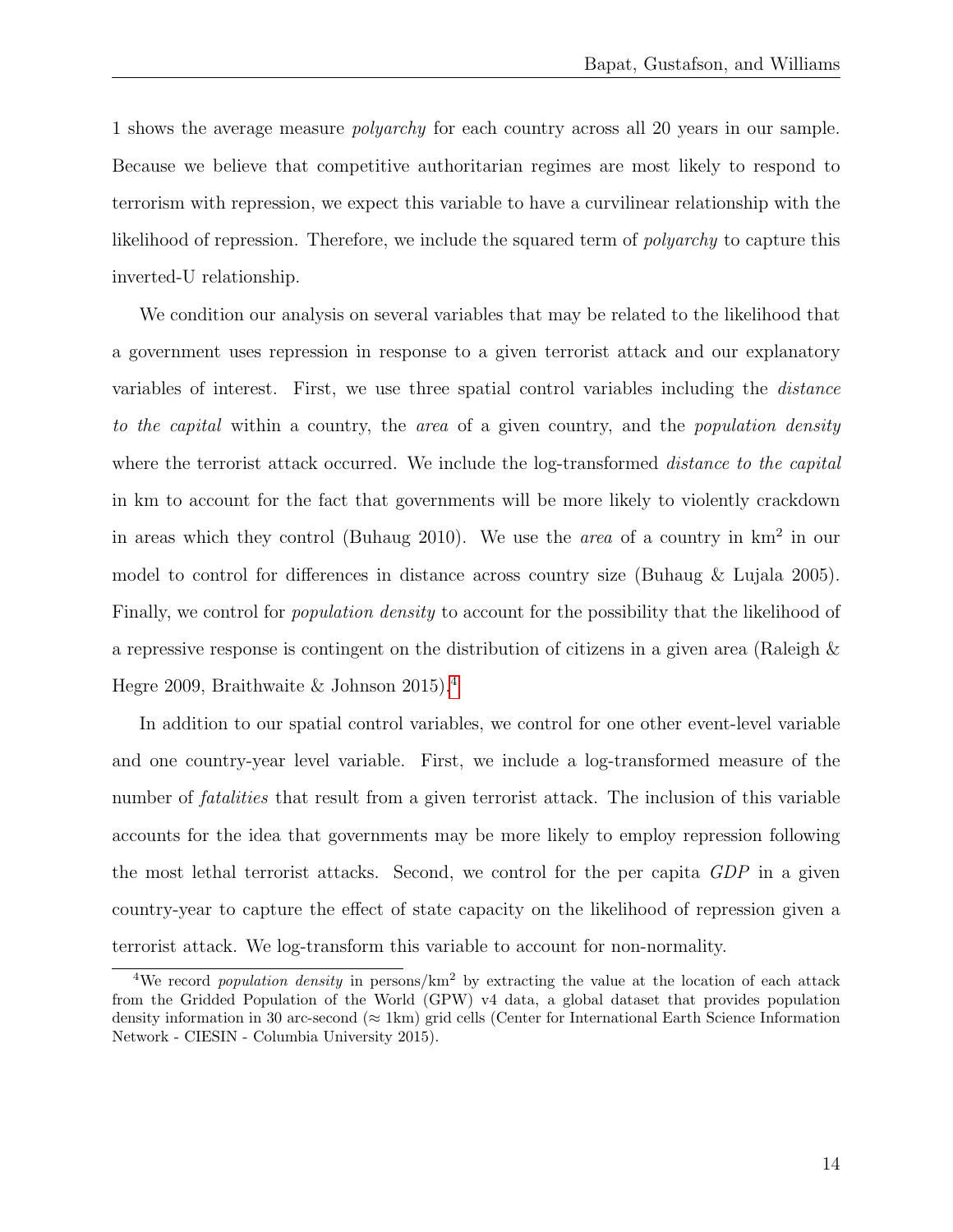1 shows the average measure *polyarchy* for each country across all 20 years in our sample. Because we believe that competitive authoritarian regimes are most likely to respond to terrorism with repression, we expect this variable to have a curvilinear relationship with the likelihood of repression. Therefore, we include the squared term of *polyarchy* to capture this inverted-U relationship.

We condition our analysis on several variables that may be related to the likelihood that a government uses repression in response to a given terrorist attack and our explanatory variables of interest. First, we use three spatial control variables including the *distance to the capital* within a country, the *area* of a given country, and the *population density* where the terrorist attack occurred. We include the log-transformed *distance to the capital* in km to account for the fact that governments will be more likely to violently crackdown in areas which they control (Buhaug 2010). We use the *area* of a country in km$^2$ in our model to control for differences in distance across country size (Buhaug & Lujala 2005). Finally, we control for *population density* to account for the possibility that the likelihood of a repressive response is contingent on the distribution of citizens in a given area (Raleigh & Hegre 2009, Braithwaite & Johnson 2015).[4]

In addition to our spatial control variables, we control for one other event-level variable and one country-year level variable. First, we include a log-transformed measure of the number of *fatalities* that result from a given terrorist attack. The inclusion of this variable accounts for the idea that governments may be more likely to employ repression following the most lethal terrorist attacks. Second, we control for the per capita *GDP* in a given country-year to capture the effect of state capacity on the likelihood of repression given a terrorist attack. We log-transform this variable to account for non-normality.

[4]We record *population density* in persons/km$^2$ by extracting the value at the location of each attack from the Gridded Population of the World (GPW) v4 data, a global dataset that provides population density information in 30 arc-second ($\approx$ 1km) grid cells (Center for International Earth Science Information Network - CIESIN - Columbia University 2015).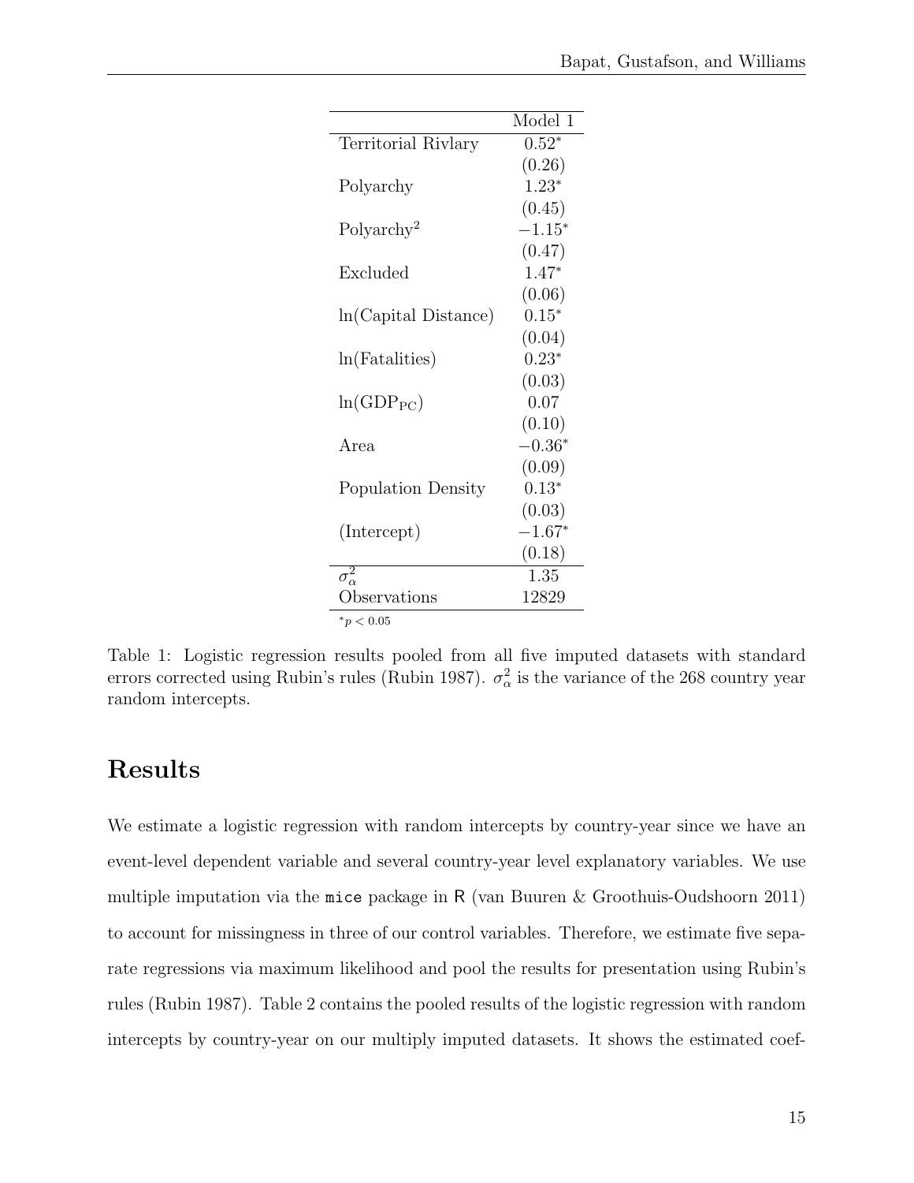| | Model 1 |
|---|---|
| Territorial Rivlary | $0.52^*$ |
| | (0.26) |
| Polyarchy | $1.23^*$ |
| | (0.45) |
| Polyarchy$^2$ | $-1.15^*$ |
| | (0.47) |
| Excluded | $1.47^*$ |
| | (0.06) |
| ln(Capital Distance) | $0.15^*$ |
| | (0.04) |
| ln(Fatalities) | $0.23^*$ |
| | (0.03) |
| ln($\text{GDP}_{\text{PC}}$) | 0.07 |
| | (0.10) |
| Area | $-0.36^*$ |
| | (0.09) |
| Population Density | $0.13^*$ |
| | (0.03) |
| (Intercept) | $-1.67^*$ |
| | (0.18) |
| $\sigma^2_\alpha$ | 1.35 |
| Observations | 12829 |

$^*p < 0.05$

Table 1: Logistic regression results pooled from all five imputed datasets with standard errors corrected using Rubin's rules (Rubin 1987). $\sigma^2_\alpha$ is the variance of the 268 country year random intercepts.

# Results

We estimate a logistic regression with random intercepts by country-year since we have an event-level dependent variable and several country-year level explanatory variables. We use multiple imputation via the `mice` package in `R` (van Buuren & Groothuis-Oudshoorn 2011) to account for missingness in three of our control variables. Therefore, we estimate five separate regressions via maximum likelihood and pool the results for presentation using Rubin's rules (Rubin 1987). Table 2 contains the pooled results of the logistic regression with random intercepts by country-year on our multiply imputed datasets. It shows the estimated coef-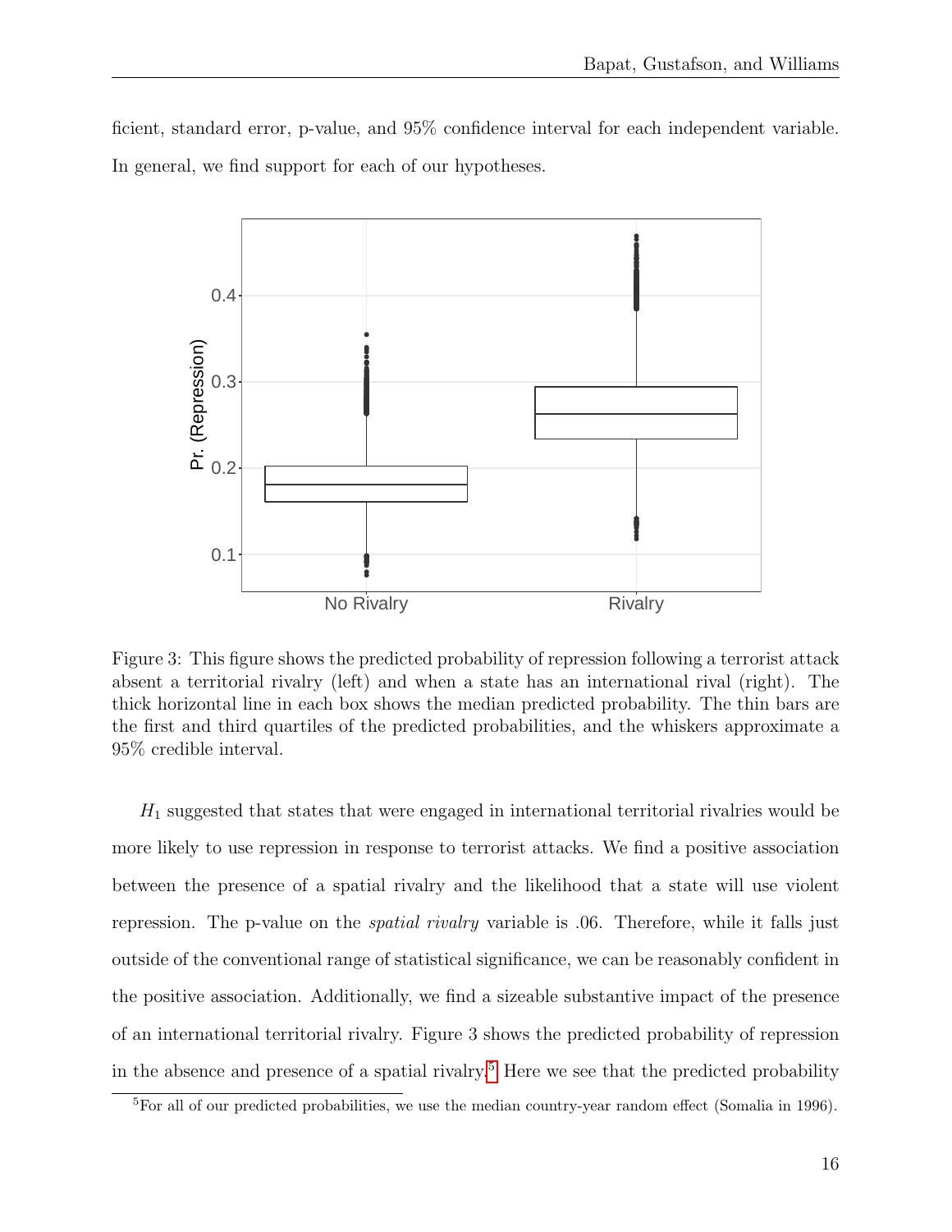ficient, standard error, p-value, and 95% confidence interval for each independent variable. In general, we find support for each of our hypotheses.

Figure 3: This figure shows the predicted probability of repression following a terrorist attack absent a territorial rivalry (left) and when a state has an international rival (right). The thick horizontal line in each box shows the median predicted probability. The thin bars are the first and third quartiles of the predicted probabilities, and the whiskers approximate a 95% credible interval.

$H_1$ suggested that states that were engaged in international territorial rivalries would be more likely to use repression in response to terrorist attacks. We find a positive association between the presence of a spatial rivalry and the likelihood that a state will use violent repression. The p-value on the *spatial rivalry* variable is .06. Therefore, while it falls just outside of the conventional range of statistical significance, we can be reasonably confident in the positive association. Additionally, we find a sizeable substantive impact of the presence of an international territorial rivalry. Figure 3 shows the predicted probability of repression in the absence and presence of a spatial rivalry.[5] Here we see that the predicted probability

[5] For all of our predicted probabilities, we use the median country-year random effect (Somalia in 1996).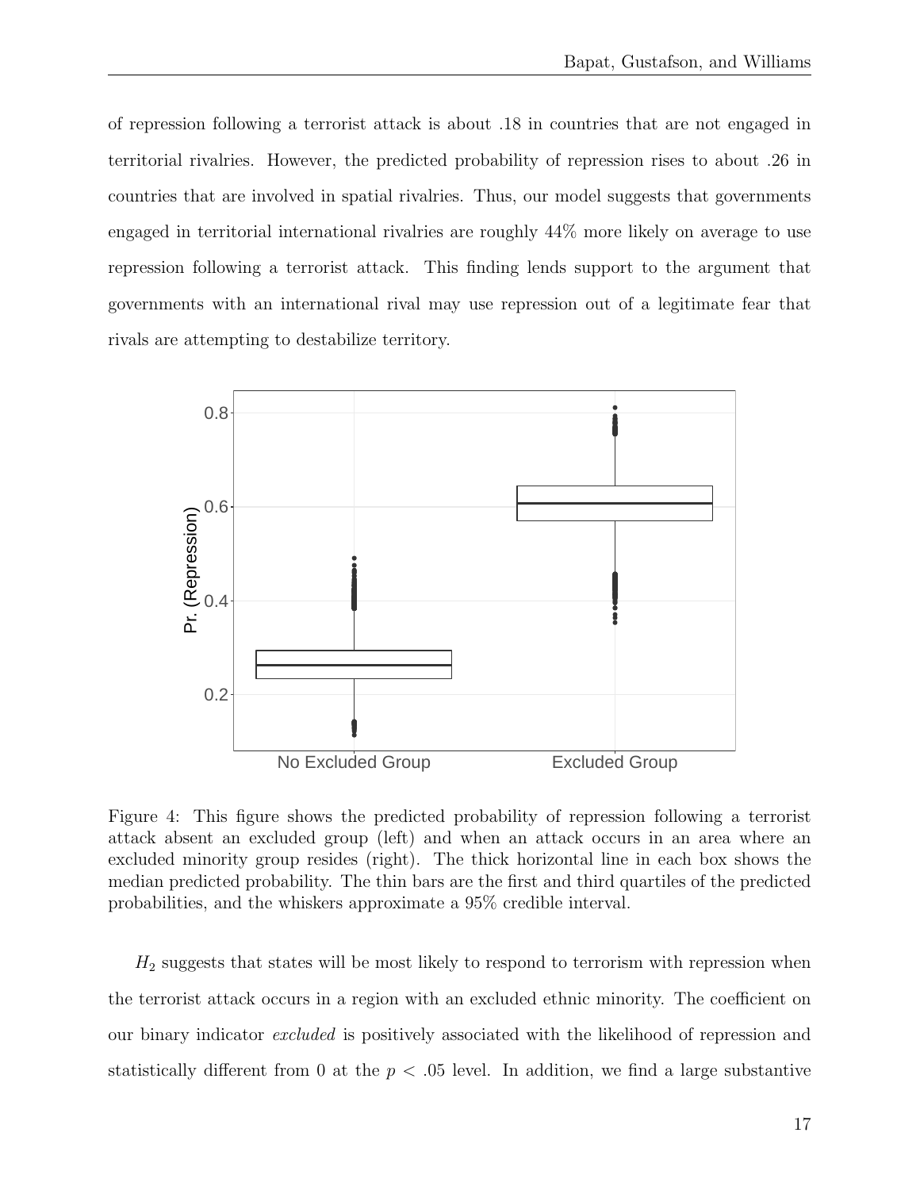of repression following a terrorist attack is about .18 in countries that are not engaged in territorial rivalries. However, the predicted probability of repression rises to about .26 in countries that are involved in spatial rivalries. Thus, our model suggests that governments engaged in territorial international rivalries are roughly 44% more likely on average to use repression following a terrorist attack. This finding lends support to the argument that governments with an international rival may use repression out of a legitimate fear that rivals are attempting to destabilize territory.

Figure 4: This figure shows the predicted probability of repression following a terrorist attack absent an excluded group (left) and when an attack occurs in an area where an excluded minority group resides (right). The thick horizontal line in each box shows the median predicted probability. The thin bars are the first and third quartiles of the predicted probabilities, and the whiskers approximate a 95% credible interval.

$H_2$ suggests that states will be most likely to respond to terrorism with repression when the terrorist attack occurs in a region with an excluded ethnic minority. The coefficient on our binary indicator *excluded* is positively associated with the likelihood of repression and statistically different from 0 at the $p < .05$ level. In addition, we find a large substantive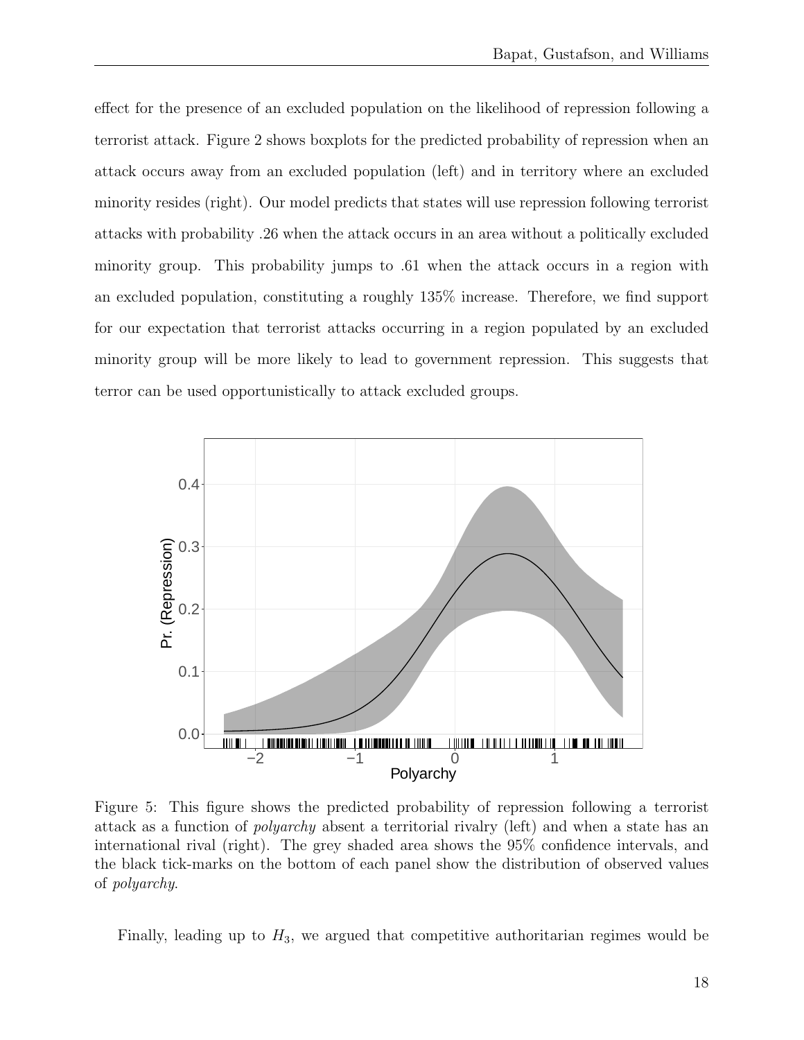effect for the presence of an excluded population on the likelihood of repression following a terrorist attack. Figure 2 shows boxplots for the predicted probability of repression when an attack occurs away from an excluded population (left) and in territory where an excluded minority resides (right). Our model predicts that states will use repression following terrorist attacks with probability .26 when the attack occurs in an area without a politically excluded minority group. This probability jumps to .61 when the attack occurs in a region with an excluded population, constituting a roughly 135% increase. Therefore, we find support for our expectation that terrorist attacks occurring in a region populated by an excluded minority group will be more likely to lead to government repression. This suggests that terror can be used opportunistically to attack excluded groups.

Figure 5: This figure shows the predicted probability of repression following a terrorist attack as a function of *polyarchy* absent a territorial rivalry (left) and when a state has an international rival (right). The grey shaded area shows the 95% confidence intervals, and the black tick-marks on the bottom of each panel show the distribution of observed values of *polyarchy*.

Finally, leading up to $H_3$, we argued that competitive authoritarian regimes would be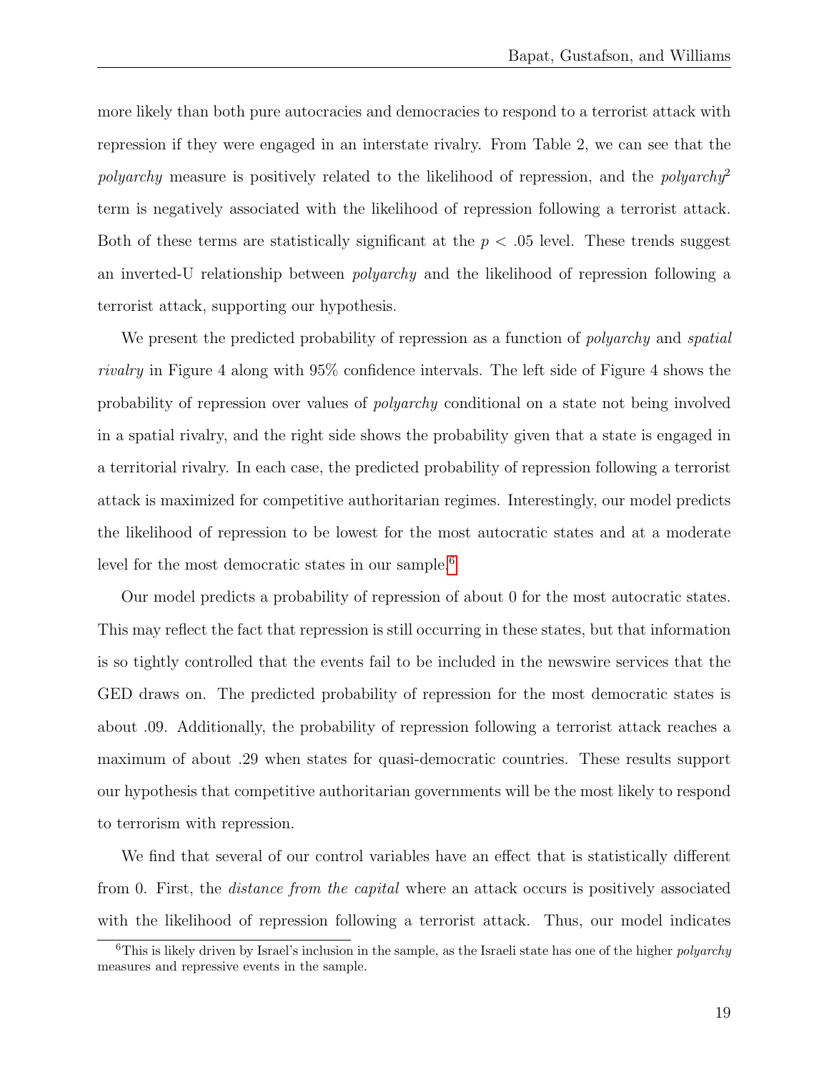more likely than both pure autocracies and democracies to respond to a terrorist attack with repression if they were engaged in an interstate rivalry. From Table 2, we can see that the *polyarchy* measure is positively related to the likelihood of repression, and the *polyarchy*$^2$ term is negatively associated with the likelihood of repression following a terrorist attack. Both of these terms are statistically significant at the $p < .05$ level. These trends suggest an inverted-U relationship between *polyarchy* and the likelihood of repression following a terrorist attack, supporting our hypothesis.

We present the predicted probability of repression as a function of *polyarchy* and *spatial rivalry* in Figure 4 along with 95% confidence intervals. The left side of Figure 4 shows the probability of repression over values of *polyarchy* conditional on a state not being involved in a spatial rivalry, and the right side shows the probability given that a state is engaged in a territorial rivalry. In each case, the predicted probability of repression following a terrorist attack is maximized for competitive authoritarian regimes. Interestingly, our model predicts the likelihood of repression to be lowest for the most autocratic states and at a moderate level for the most democratic states in our sample.[6]

Our model predicts a probability of repression of about 0 for the most autocratic states. This may reflect the fact that repression is still occurring in these states, but that information is so tightly controlled that the events fail to be included in the newswire services that the GED draws on. The predicted probability of repression for the most democratic states is about .09. Additionally, the probability of repression following a terrorist attack reaches a maximum of about .29 when states for quasi-democratic countries. These results support our hypothesis that competitive authoritarian governments will be the most likely to respond to terrorism with repression.

We find that several of our control variables have an effect that is statistically different from 0. First, the *distance from the capital* where an attack occurs is positively associated with the likelihood of repression following a terrorist attack. Thus, our model indicates

[6] This is likely driven by Israel's inclusion in the sample, as the Israeli state has one of the higher *polyarchy* measures and repressive events in the sample.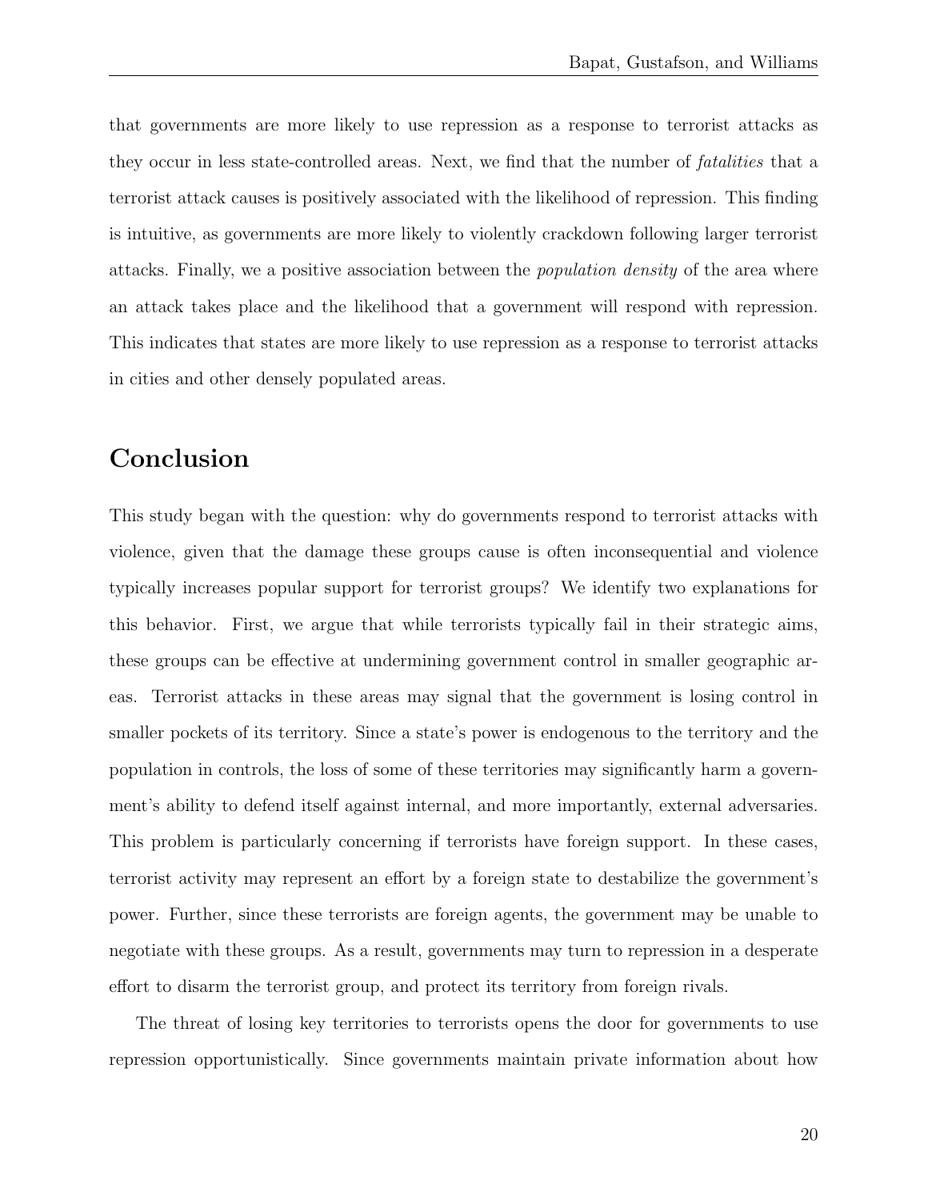that governments are more likely to use repression as a response to terrorist attacks as they occur in less state-controlled areas. Next, we find that the number of *fatalities* that a terrorist attack causes is positively associated with the likelihood of repression. This finding is intuitive, as governments are more likely to violently crackdown following larger terrorist attacks. Finally, we a positive association between the *population density* of the area where an attack takes place and the likelihood that a government will respond with repression. This indicates that states are more likely to use repression as a response to terrorist attacks in cities and other densely populated areas.

## Conclusion

This study began with the question: why do governments respond to terrorist attacks with violence, given that the damage these groups cause is often inconsequential and violence typically increases popular support for terrorist groups? We identify two explanations for this behavior. First, we argue that while terrorists typically fail in their strategic aims, these groups can be effective at undermining government control in smaller geographic areas. Terrorist attacks in these areas may signal that the government is losing control in smaller pockets of its territory. Since a state's power is endogenous to the territory and the population in controls, the loss of some of these territories may significantly harm a government's ability to defend itself against internal, and more importantly, external adversaries. This problem is particularly concerning if terrorists have foreign support. In these cases, terrorist activity may represent an effort by a foreign state to destabilize the government's power. Further, since these terrorists are foreign agents, the government may be unable to negotiate with these groups. As a result, governments may turn to repression in a desperate effort to disarm the terrorist group, and protect its territory from foreign rivals.

The threat of losing key territories to terrorists opens the door for governments to use repression opportunistically. Since governments maintain private information about how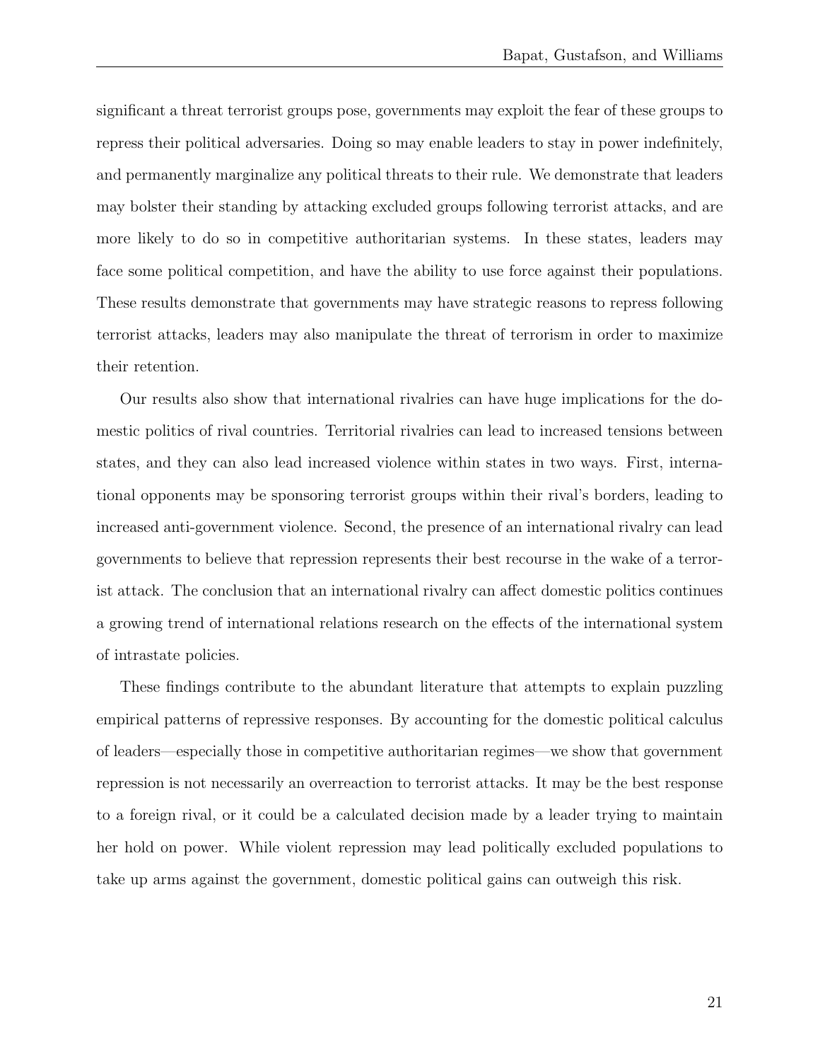significant a threat terrorist groups pose, governments may exploit the fear of these groups to repress their political adversaries. Doing so may enable leaders to stay in power indefinitely, and permanently marginalize any political threats to their rule. We demonstrate that leaders may bolster their standing by attacking excluded groups following terrorist attacks, and are more likely to do so in competitive authoritarian systems. In these states, leaders may face some political competition, and have the ability to use force against their populations. These results demonstrate that governments may have strategic reasons to repress following terrorist attacks, leaders may also manipulate the threat of terrorism in order to maximize their retention.

Our results also show that international rivalries can have huge implications for the domestic politics of rival countries. Territorial rivalries can lead to increased tensions between states, and they can also lead increased violence within states in two ways. First, international opponents may be sponsoring terrorist groups within their rival's borders, leading to increased anti-government violence. Second, the presence of an international rivalry can lead governments to believe that repression represents their best recourse in the wake of a terrorist attack. The conclusion that an international rivalry can affect domestic politics continues a growing trend of international relations research on the effects of the international system of intrastate policies.

These findings contribute to the abundant literature that attempts to explain puzzling empirical patterns of repressive responses. By accounting for the domestic political calculus of leaders—especially those in competitive authoritarian regimes—we show that government repression is not necessarily an overreaction to terrorist attacks. It may be the best response to a foreign rival, or it could be a calculated decision made by a leader trying to maintain her hold on power. While violent repression may lead politically excluded populations to take up arms against the government, domestic political gains can outweigh this risk.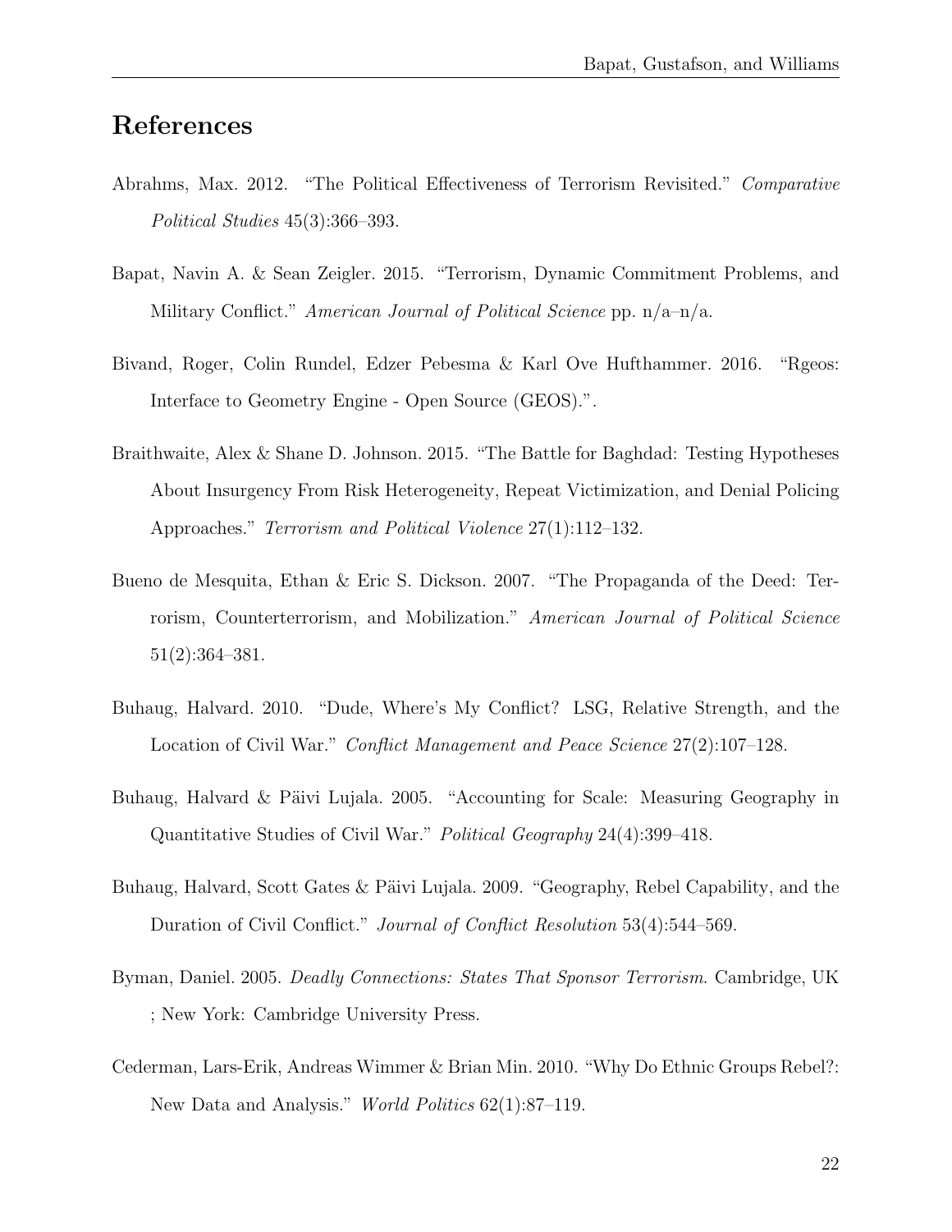## References

Abrahms, Max. 2012. "The Political Effectiveness of Terrorism Revisited." *Comparative Political Studies* 45(3):366–393.

Bapat, Navin A. & Sean Zeigler. 2015. "Terrorism, Dynamic Commitment Problems, and Military Conflict." *American Journal of Political Science* pp. n/a–n/a.

Bivand, Roger, Colin Rundel, Edzer Pebesma & Karl Ove Hufthammer. 2016. "Rgeos: Interface to Geometry Engine - Open Source (GEOS).".

Braithwaite, Alex & Shane D. Johnson. 2015. "The Battle for Baghdad: Testing Hypotheses About Insurgency From Risk Heterogeneity, Repeat Victimization, and Denial Policing Approaches." *Terrorism and Political Violence* 27(1):112–132.

Bueno de Mesquita, Ethan & Eric S. Dickson. 2007. "The Propaganda of the Deed: Terrorism, Counterterrorism, and Mobilization." *American Journal of Political Science* 51(2):364–381.

Buhaug, Halvard. 2010. "Dude, Where's My Conflict? LSG, Relative Strength, and the Location of Civil War." *Conflict Management and Peace Science* 27(2):107–128.

Buhaug, Halvard & Päivi Lujala. 2005. "Accounting for Scale: Measuring Geography in Quantitative Studies of Civil War." *Political Geography* 24(4):399–418.

Buhaug, Halvard, Scott Gates & Päivi Lujala. 2009. "Geography, Rebel Capability, and the Duration of Civil Conflict." *Journal of Conflict Resolution* 53(4):544–569.

Byman, Daniel. 2005. *Deadly Connections: States That Sponsor Terrorism*. Cambridge, UK ; New York: Cambridge University Press.

Cederman, Lars-Erik, Andreas Wimmer & Brian Min. 2010. "Why Do Ethnic Groups Rebel?: New Data and Analysis." *World Politics* 62(1):87–119.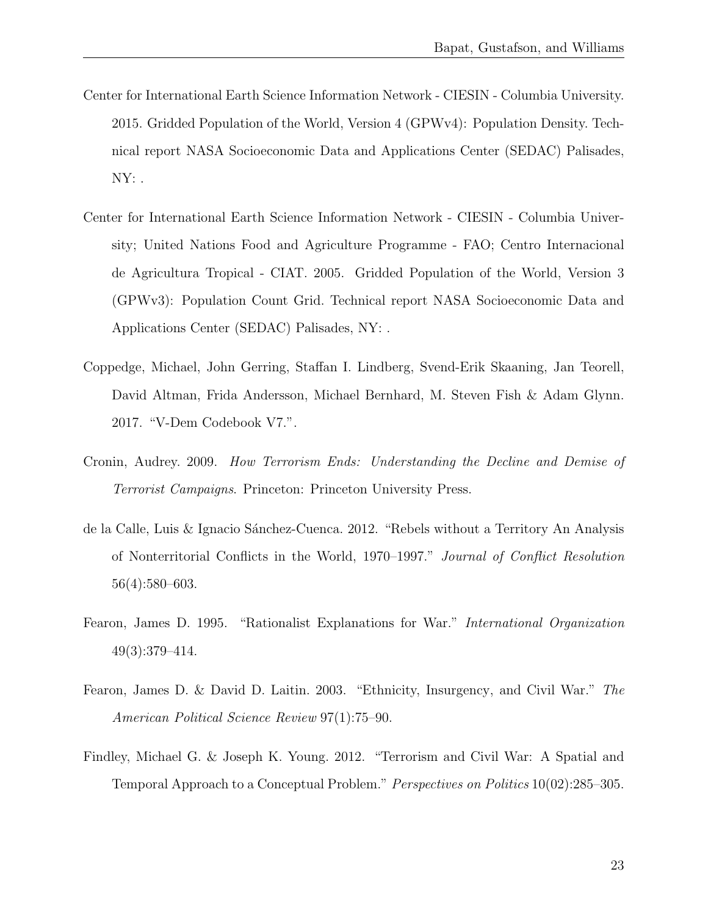Center for International Earth Science Information Network - CIESIN - Columbia University. 2015. Gridded Population of the World, Version 4 (GPWv4): Population Density. Technical report NASA Socioeconomic Data and Applications Center (SEDAC) Palisades, NY: .

Center for International Earth Science Information Network - CIESIN - Columbia University; United Nations Food and Agriculture Programme - FAO; Centro Internacional de Agricultura Tropical - CIAT. 2005. Gridded Population of the World, Version 3 (GPWv3): Population Count Grid. Technical report NASA Socioeconomic Data and Applications Center (SEDAC) Palisades, NY: .

Coppedge, Michael, John Gerring, Staffan I. Lindberg, Svend-Erik Skaaning, Jan Teorell, David Altman, Frida Andersson, Michael Bernhard, M. Steven Fish & Adam Glynn. 2017. "V-Dem Codebook V7.".

Cronin, Audrey. 2009. *How Terrorism Ends: Understanding the Decline and Demise of Terrorist Campaigns*. Princeton: Princeton University Press.

de la Calle, Luis & Ignacio Sánchez-Cuenca. 2012. "Rebels without a Territory An Analysis of Nonterritorial Conflicts in the World, 1970–1997." *Journal of Conflict Resolution* 56(4):580–603.

Fearon, James D. 1995. "Rationalist Explanations for War." *International Organization* 49(3):379–414.

Fearon, James D. & David D. Laitin. 2003. "Ethnicity, Insurgency, and Civil War." *The American Political Science Review* 97(1):75–90.

Findley, Michael G. & Joseph K. Young. 2012. "Terrorism and Civil War: A Spatial and Temporal Approach to a Conceptual Problem." *Perspectives on Politics* 10(02):285–305.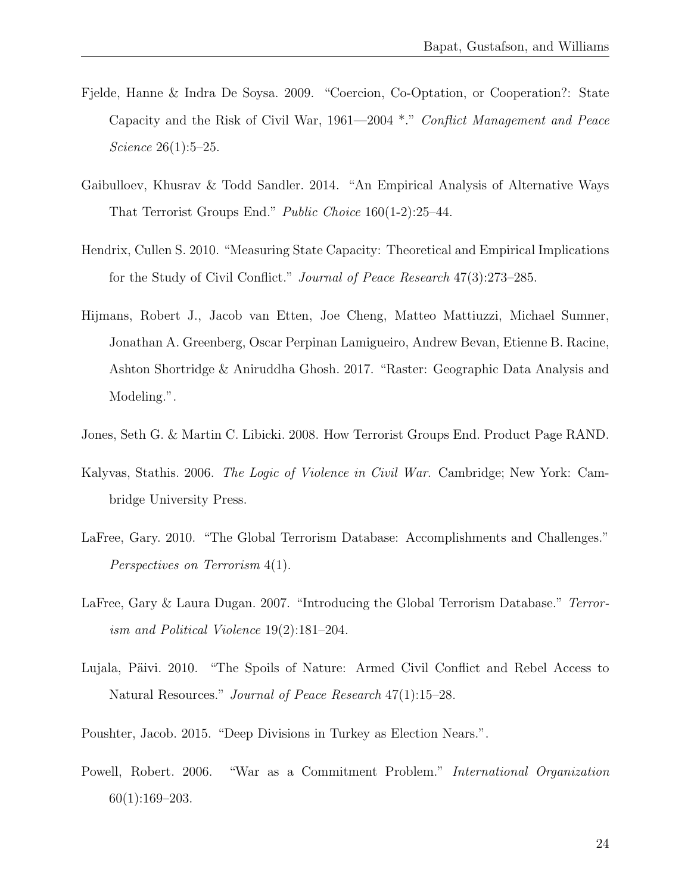Fjelde, Hanne & Indra De Soysa. 2009. "Coercion, Co-Optation, or Cooperation?: State Capacity and the Risk of Civil War, 1961—2004 *." *Conflict Management and Peace Science* 26(1):5–25.

Gaibulloev, Khusrav & Todd Sandler. 2014. "An Empirical Analysis of Alternative Ways That Terrorist Groups End." *Public Choice* 160(1-2):25–44.

Hendrix, Cullen S. 2010. "Measuring State Capacity: Theoretical and Empirical Implications for the Study of Civil Conflict." *Journal of Peace Research* 47(3):273–285.

Hijmans, Robert J., Jacob van Etten, Joe Cheng, Matteo Mattiuzzi, Michael Sumner, Jonathan A. Greenberg, Oscar Perpinan Lamigueiro, Andrew Bevan, Etienne B. Racine, Ashton Shortridge & Aniruddha Ghosh. 2017. "Raster: Geographic Data Analysis and Modeling.".

Jones, Seth G. & Martin C. Libicki. 2008. How Terrorist Groups End. Product Page RAND.

Kalyvas, Stathis. 2006. *The Logic of Violence in Civil War.* Cambridge; New York: Cambridge University Press.

LaFree, Gary. 2010. "The Global Terrorism Database: Accomplishments and Challenges." *Perspectives on Terrorism* 4(1).

LaFree, Gary & Laura Dugan. 2007. "Introducing the Global Terrorism Database." *Terrorism and Political Violence* 19(2):181–204.

Lujala, Päivi. 2010. "The Spoils of Nature: Armed Civil Conflict and Rebel Access to Natural Resources." *Journal of Peace Research* 47(1):15–28.

Poushter, Jacob. 2015. "Deep Divisions in Turkey as Election Nears.".

Powell, Robert. 2006. "War as a Commitment Problem." *International Organization* 60(1):169–203.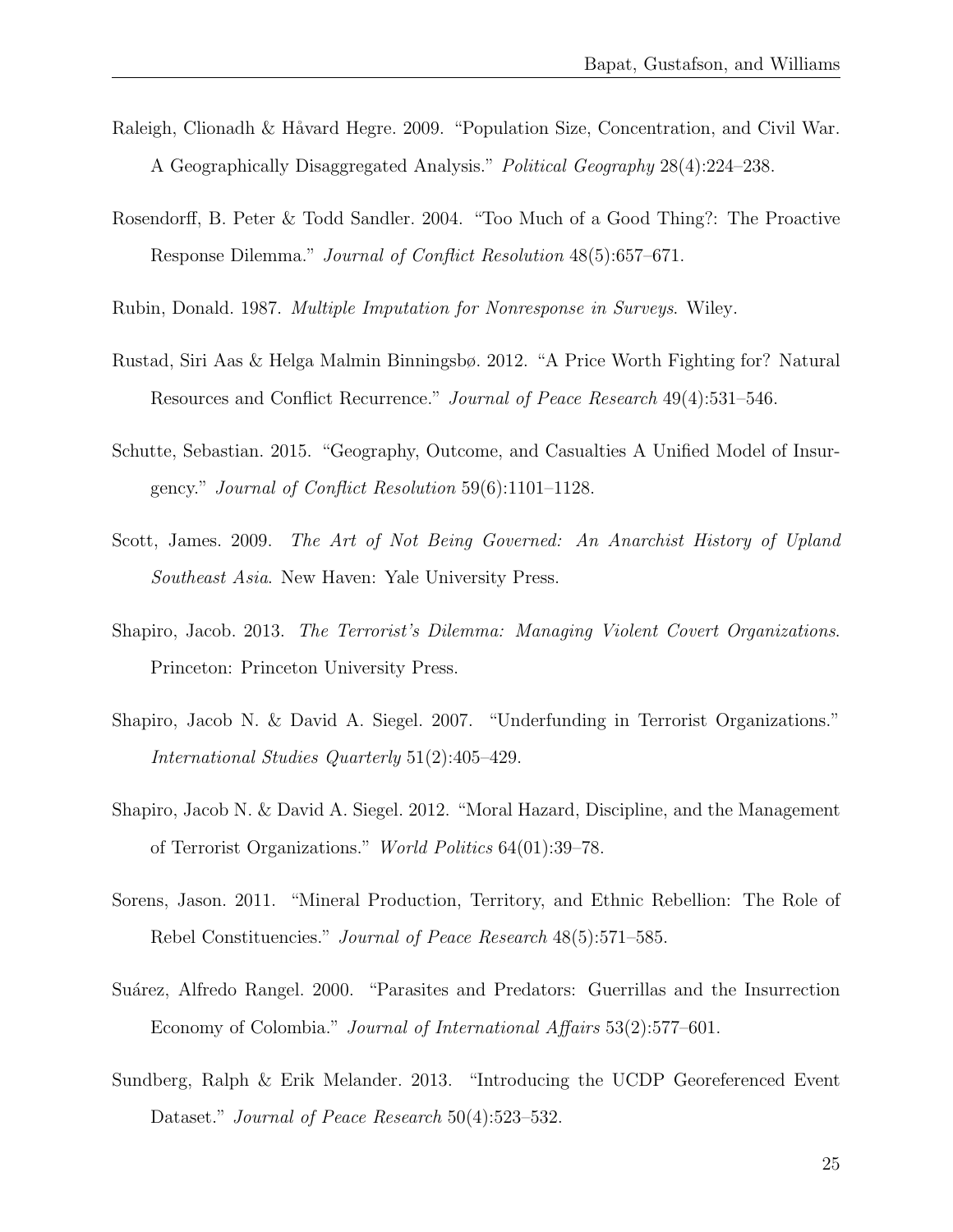Raleigh, Clionadh & Håvard Hegre. 2009. "Population Size, Concentration, and Civil War. A Geographically Disaggregated Analysis." *Political Geography* 28(4):224–238.

Rosendorff, B. Peter & Todd Sandler. 2004. "Too Much of a Good Thing?: The Proactive Response Dilemma." *Journal of Conflict Resolution* 48(5):657–671.

Rubin, Donald. 1987. *Multiple Imputation for Nonresponse in Surveys*. Wiley.

Rustad, Siri Aas & Helga Malmin Binningsbø. 2012. "A Price Worth Fighting for? Natural Resources and Conflict Recurrence." *Journal of Peace Research* 49(4):531–546.

Schutte, Sebastian. 2015. "Geography, Outcome, and Casualties A Unified Model of Insurgency." *Journal of Conflict Resolution* 59(6):1101–1128.

Scott, James. 2009. *The Art of Not Being Governed: An Anarchist History of Upland Southeast Asia*. New Haven: Yale University Press.

Shapiro, Jacob. 2013. *The Terrorist's Dilemma: Managing Violent Covert Organizations*. Princeton: Princeton University Press.

Shapiro, Jacob N. & David A. Siegel. 2007. "Underfunding in Terrorist Organizations." *International Studies Quarterly* 51(2):405–429.

Shapiro, Jacob N. & David A. Siegel. 2012. "Moral Hazard, Discipline, and the Management of Terrorist Organizations." *World Politics* 64(01):39–78.

Sorens, Jason. 2011. "Mineral Production, Territory, and Ethnic Rebellion: The Role of Rebel Constituencies." *Journal of Peace Research* 48(5):571–585.

Suárez, Alfredo Rangel. 2000. "Parasites and Predators: Guerrillas and the Insurrection Economy of Colombia." *Journal of International Affairs* 53(2):577–601.

Sundberg, Ralph & Erik Melander. 2013. "Introducing the UCDP Georeferenced Event Dataset." *Journal of Peace Research* 50(4):523–532.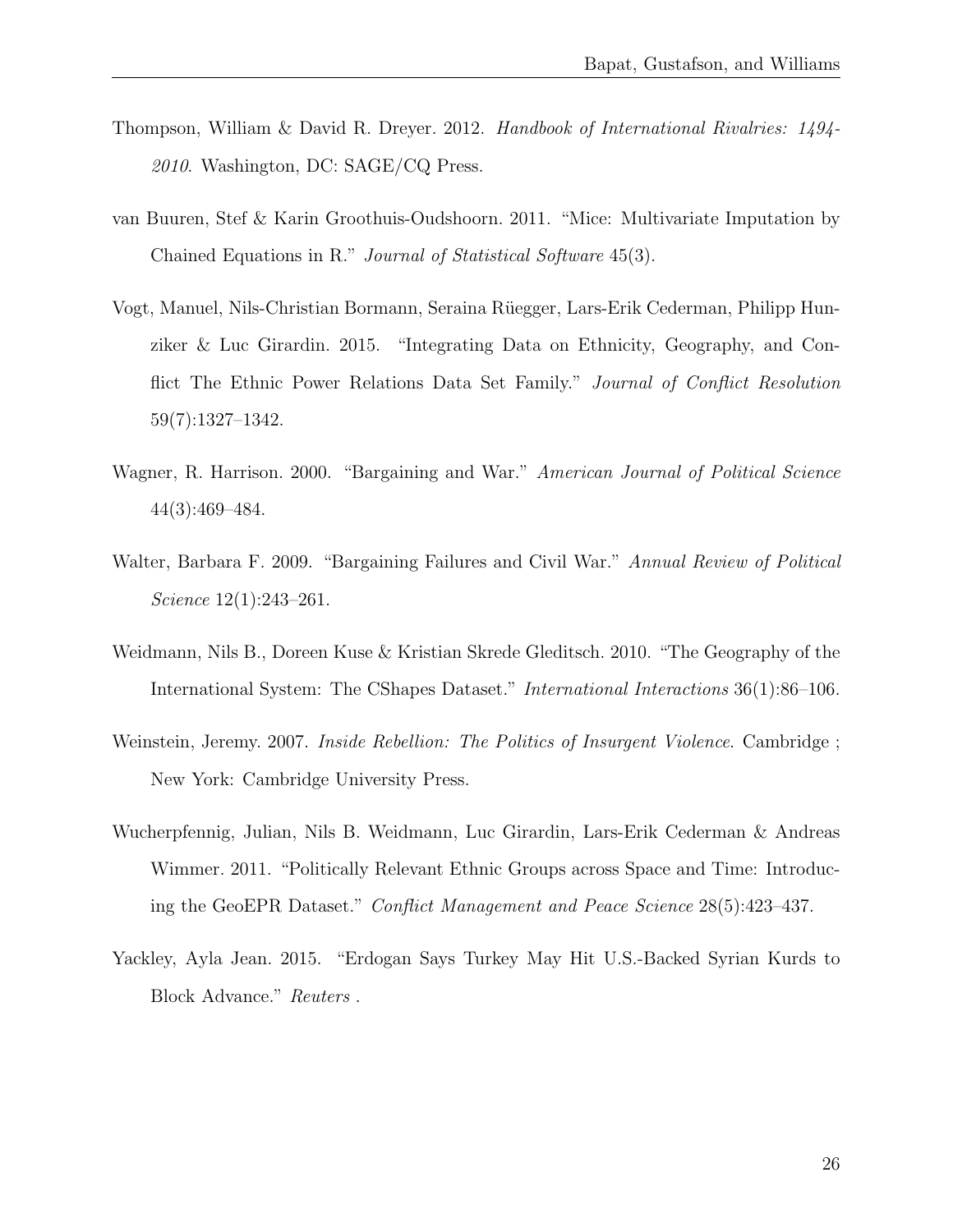Thompson, William & David R. Dreyer. 2012. *Handbook of International Rivalries: 1494-2010*. Washington, DC: SAGE/CQ Press.

van Buuren, Stef & Karin Groothuis-Oudshoorn. 2011. "Mice: Multivariate Imputation by Chained Equations in R." *Journal of Statistical Software* 45(3).

Vogt, Manuel, Nils-Christian Bormann, Seraina Rüegger, Lars-Erik Cederman, Philipp Hunziker & Luc Girardin. 2015. "Integrating Data on Ethnicity, Geography, and Conflict The Ethnic Power Relations Data Set Family." *Journal of Conflict Resolution* 59(7):1327–1342.

Wagner, R. Harrison. 2000. "Bargaining and War." *American Journal of Political Science* 44(3):469–484.

Walter, Barbara F. 2009. "Bargaining Failures and Civil War." *Annual Review of Political Science* 12(1):243–261.

Weidmann, Nils B., Doreen Kuse & Kristian Skrede Gleditsch. 2010. "The Geography of the International System: The CShapes Dataset." *International Interactions* 36(1):86–106.

Weinstein, Jeremy. 2007. *Inside Rebellion: The Politics of Insurgent Violence*. Cambridge ; New York: Cambridge University Press.

Wucherpfennig, Julian, Nils B. Weidmann, Luc Girardin, Lars-Erik Cederman & Andreas Wimmer. 2011. "Politically Relevant Ethnic Groups across Space and Time: Introducing the GeoEPR Dataset." *Conflict Management and Peace Science* 28(5):423–437.

Yackley, Ayla Jean. 2015. "Erdogan Says Turkey May Hit U.S.-Backed Syrian Kurds to Block Advance." *Reuters* .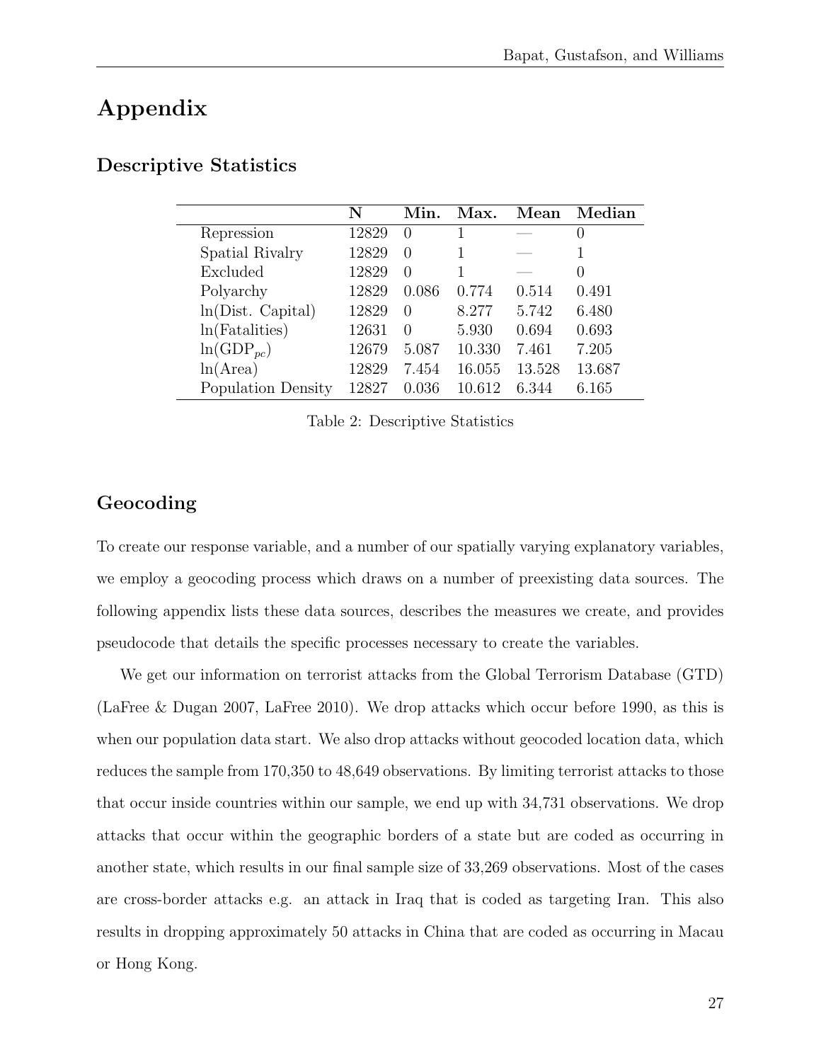# Appendix

## Descriptive Statistics

| | N | Min. | Max. | Mean | Median |
|---|---|---|---|---|---|
| Repression | 12829 | 0 | 1 | — | 0 |
| Spatial Rivalry | 12829 | 0 | 1 | — | 1 |
| Excluded | 12829 | 0 | 1 | — | 0 |
| Polyarchy | 12829 | 0.086 | 0.774 | 0.514 | 0.491 |
| ln(Dist. Capital) | 12829 | 0 | 8.277 | 5.742 | 6.480 |
| ln(Fatalities) | 12631 | 0 | 5.930 | 0.694 | 0.693 |
| ln($GDP_{pc}$) | 12679 | 5.087 | 10.330 | 7.461 | 7.205 |
| ln(Area) | 12829 | 7.454 | 16.055 | 13.528 | 13.687 |
| Population Density | 12827 | 0.036 | 10.612 | 6.344 | 6.165 |

Table 2: Descriptive Statistics

## Geocoding

To create our response variable, and a number of our spatially varying explanatory variables, we employ a geocoding process which draws on a number of preexisting data sources. The following appendix lists these data sources, describes the measures we create, and provides pseudocode that details the specific processes necessary to create the variables.

We get our information on terrorist attacks from the Global Terrorism Database (GTD) (LaFree & Dugan 2007, LaFree 2010). We drop attacks which occur before 1990, as this is when our population data start. We also drop attacks without geocoded location data, which reduces the sample from 170,350 to 48,649 observations. By limiting terrorist attacks to those that occur inside countries within our sample, we end up with 34,731 observations. We drop attacks that occur within the geographic borders of a state but are coded as occurring in another state, which results in our final sample size of 33,269 observations. Most of the cases are cross-border attacks e.g. an attack in Iraq that is coded as targeting Iran. This also results in dropping approximately 50 attacks in China that are coded as occurring in Macau or Hong Kong.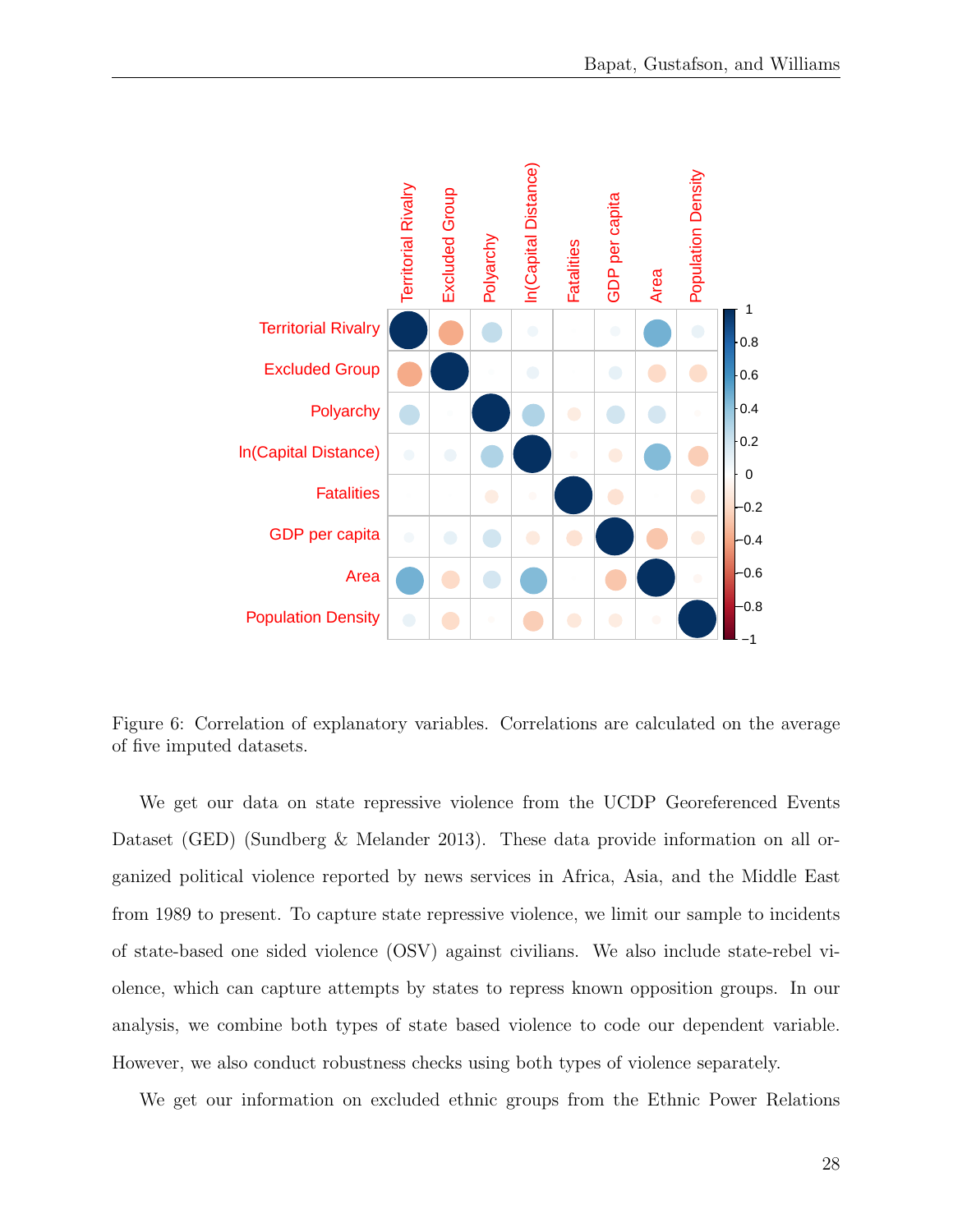Figure 6: Correlation of explanatory variables. Correlations are calculated on the average of five imputed datasets.

We get our data on state repressive violence from the UCDP Georeferenced Events Dataset (GED) (Sundberg & Melander 2013). These data provide information on all organized political violence reported by news services in Africa, Asia, and the Middle East from 1989 to present. To capture state repressive violence, we limit our sample to incidents of state-based one sided violence (OSV) against civilians. We also include state-rebel violence, which can capture attempts by states to repress known opposition groups. In our analysis, we combine both types of state based violence to code our dependent variable. However, we also conduct robustness checks using both types of violence separately.

We get our information on excluded ethnic groups from the Ethnic Power Relations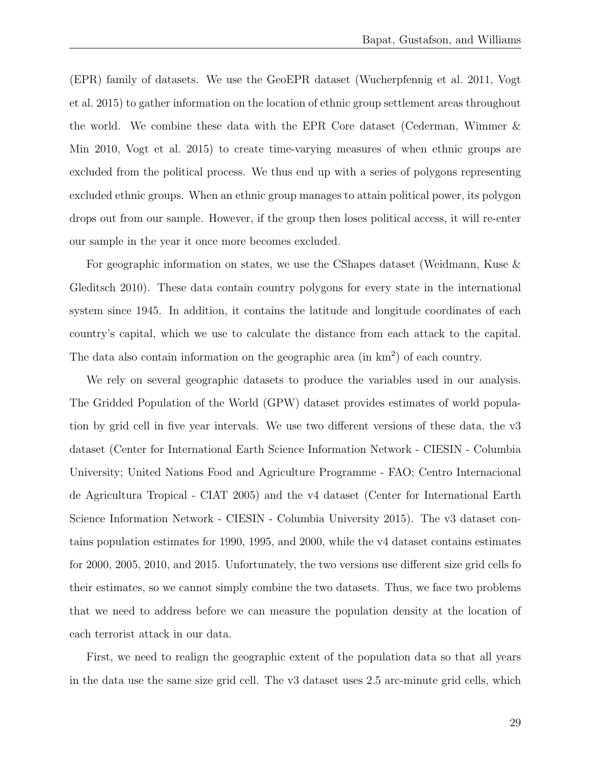(EPR) family of datasets. We use the GeoEPR dataset (Wucherpfennig et al. 2011, Vogt et al. 2015) to gather information on the location of ethnic group settlement areas throughout the world. We combine these data with the EPR Core dataset (Cederman, Wimmer & Min 2010, Vogt et al. 2015) to create time-varying measures of when ethnic groups are excluded from the political process. We thus end up with a series of polygons representing excluded ethnic groups. When an ethnic group manages to attain political power, its polygon drops out from our sample. However, if the group then loses political access, it will re-enter our sample in the year it once more becomes excluded.

For geographic information on states, we use the CShapes dataset (Weidmann, Kuse & Gleditsch 2010). These data contain country polygons for every state in the international system since 1945. In addition, it contains the latitude and longitude coordinates of each country's capital, which we use to calculate the distance from each attack to the capital. The data also contain information on the geographic area (in $km^2$) of each country.

We rely on several geographic datasets to produce the variables used in our analysis. The Gridded Population of the World (GPW) dataset provides estimates of world population by grid cell in five year intervals. We use two different versions of these data, the v3 dataset (Center for International Earth Science Information Network - CIESIN - Columbia University; United Nations Food and Agriculture Programme - FAO; Centro Internacional de Agricultura Tropical - CIAT 2005) and the v4 dataset (Center for International Earth Science Information Network - CIESIN - Columbia University 2015). The v3 dataset contains population estimates for 1990, 1995, and 2000, while the v4 dataset contains estimates for 2000, 2005, 2010, and 2015. Unfortunately, the two versions use different size grid cells fo their estimates, so we cannot simply combine the two datasets. Thus, we face two problems that we need to address before we can measure the population density at the location of each terrorist attack in our data.

First, we need to realign the geographic extent of the population data so that all years in the data use the same size grid cell. The v3 dataset uses 2.5 arc-minute grid cells, which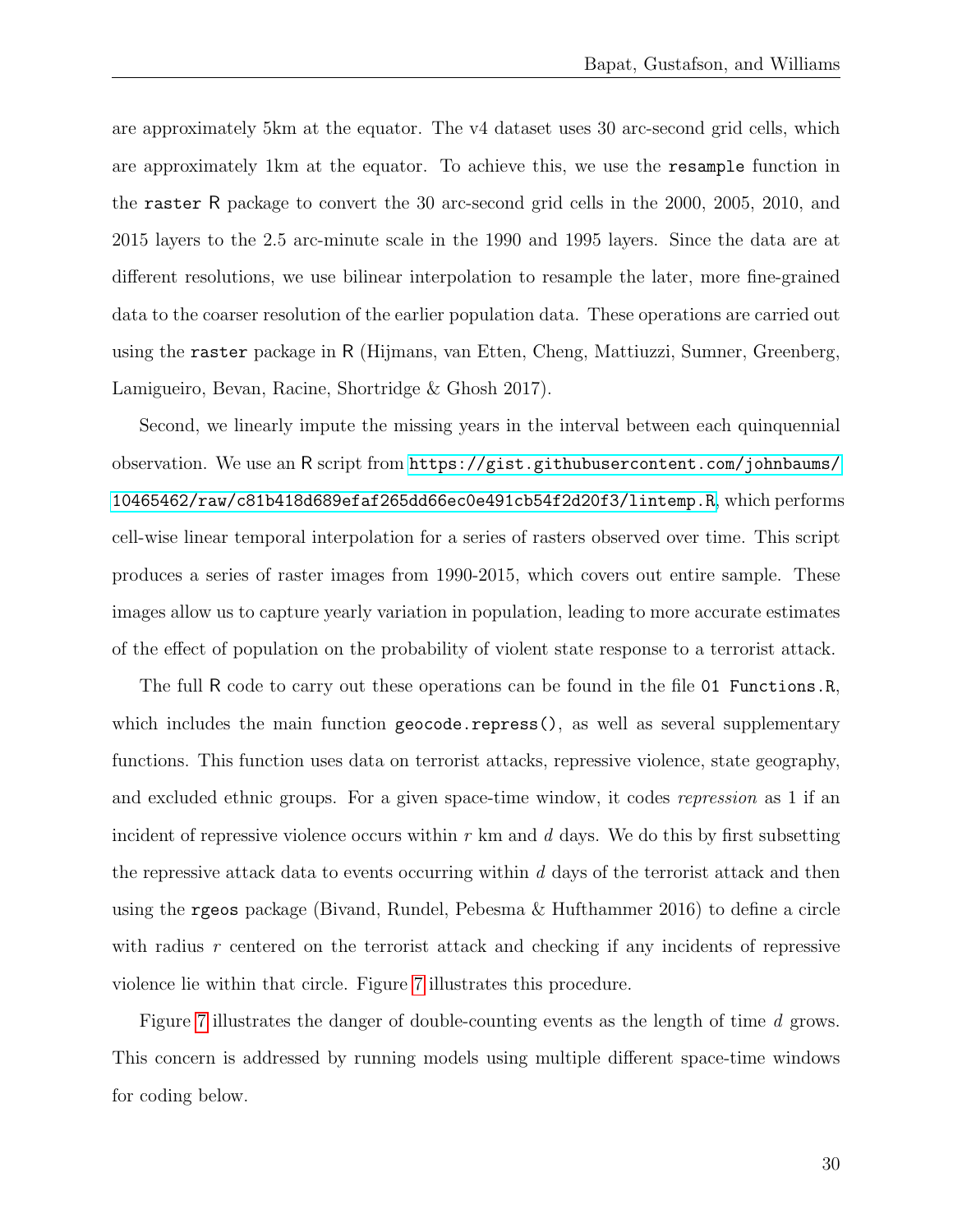are approximately 5km at the equator. The v4 dataset uses 30 arc-second grid cells, which are approximately 1km at the equator. To achieve this, we use the `resample` function in the `raster` R package to convert the 30 arc-second grid cells in the 2000, 2005, 2010, and 2015 layers to the 2.5 arc-minute scale in the 1990 and 1995 layers. Since the data are at different resolutions, we use bilinear interpolation to resample the later, more fine-grained data to the coarser resolution of the earlier population data. These operations are carried out using the `raster` package in R (Hijmans, van Etten, Cheng, Mattiuzzi, Sumner, Greenberg, Lamigueiro, Bevan, Racine, Shortridge & Ghosh 2017).

Second, we linearly impute the missing years in the interval between each quinquennial observation. We use an R script from https://gist.githubusercontent.com/johnbaums/10465462/raw/c81b418d689efaf265dd66ec0e491cb54f2d20f3/lintemp.R, which performs cell-wise linear temporal interpolation for a series of rasters observed over time. This script produces a series of raster images from 1990-2015, which covers out entire sample. These images allow us to capture yearly variation in population, leading to more accurate estimates of the effect of population on the probability of violent state response to a terrorist attack.

The full R code to carry out these operations can be found in the file `01 Functions.R`, which includes the main function `geocode.repress()`, as well as several supplementary functions. This function uses data on terrorist attacks, repressive violence, state geography, and excluded ethnic groups. For a given space-time window, it codes *repression* as 1 if an incident of repressive violence occurs within $r$ km and $d$ days. We do this by first subsetting the repressive attack data to events occurring within $d$ days of the terrorist attack and then using the `rgeos` package (Bivand, Rundel, Pebesma & Hufthammer 2016) to define a circle with radius $r$ centered on the terrorist attack and checking if any incidents of repressive violence lie within that circle. Figure 7 illustrates this procedure.

Figure 7 illustrates the danger of double-counting events as the length of time $d$ grows. This concern is addressed by running models using multiple different space-time windows for coding below.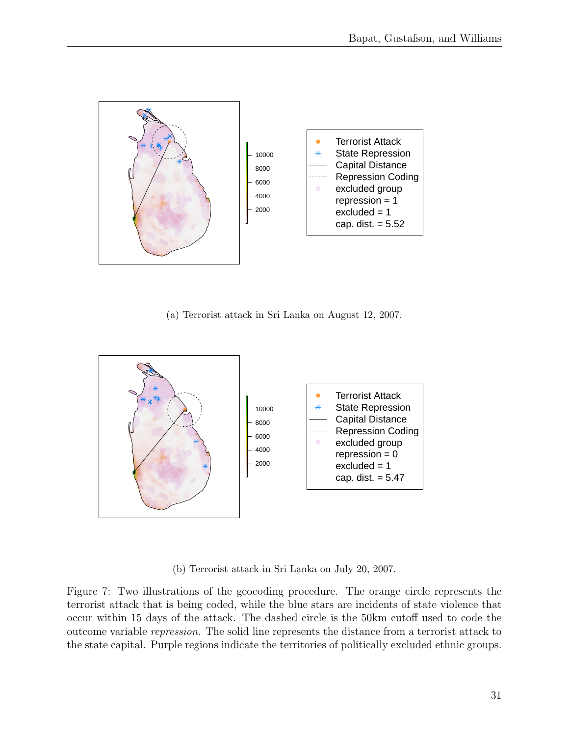(a) Terrorist attack in Sri Lanka on August 12, 2007.

(b) Terrorist attack in Sri Lanka on July 20, 2007.

Figure 7: Two illustrations of the geocoding procedure. The orange circle represents the terrorist attack that is being coded, while the blue stars are incidents of state violence that occur within 15 days of the attack. The dashed circle is the 50km cutoff used to code the outcome variable *repression*. The solid line represents the distance from a terrorist attack to the state capital. Purple regions indicate the territories of politically excluded ethnic groups.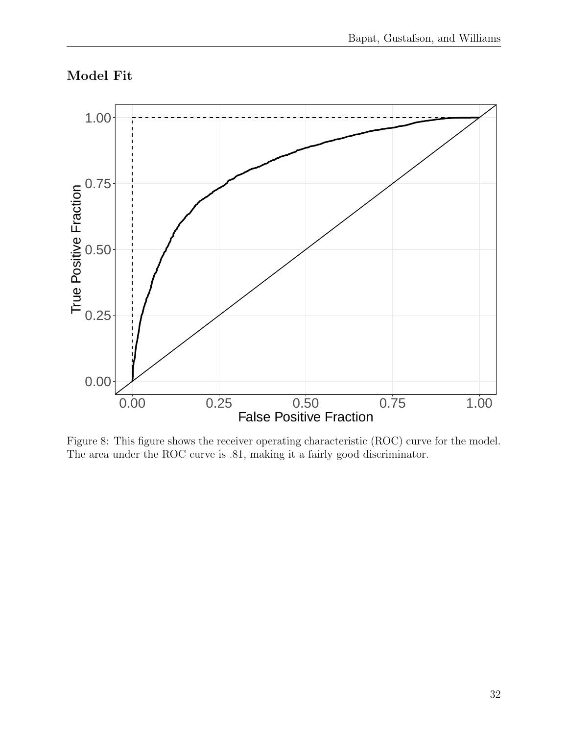## Model Fit

Figure 8: This figure shows the receiver operating characteristic (ROC) curve for the model. The area under the ROC curve is .81, making it a fairly good discriminator.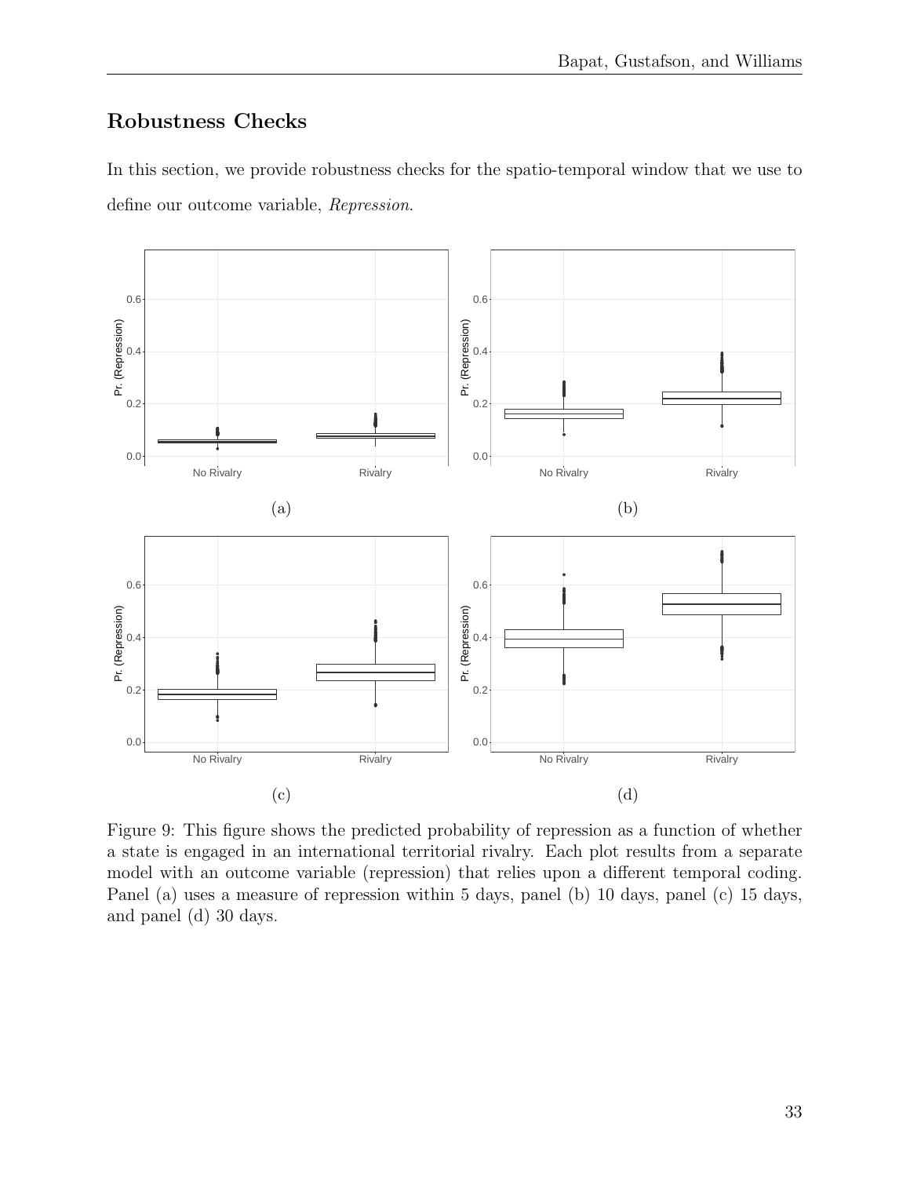## Robustness Checks

In this section, we provide robustness checks for the spatio-temporal window that we use to define our outcome variable, *Repression*.

Figure 9: This figure shows the predicted probability of repression as a function of whether a state is engaged in an international territorial rivalry. Each plot results from a separate model with an outcome variable (repression) that relies upon a different temporal coding. Panel (a) uses a measure of repression within 5 days, panel (b) 10 days, panel (c) 15 days, and panel (d) 30 days.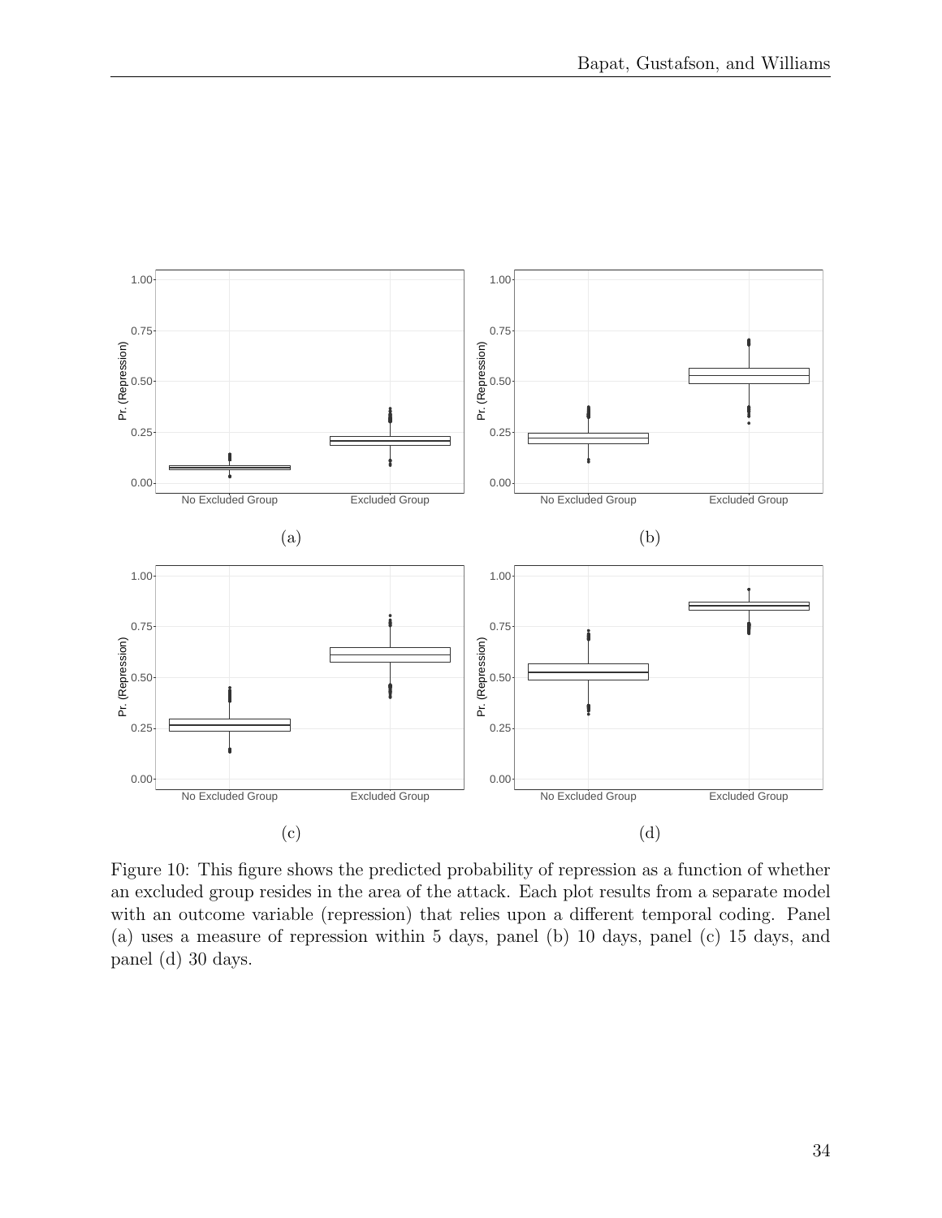(a)

(b)

(c)

(d)

Figure 10: This figure shows the predicted probability of repression as a function of whether an excluded group resides in the area of the attack. Each plot results from a separate model with an outcome variable (repression) that relies upon a different temporal coding. Panel (a) uses a measure of repression within 5 days, panel (b) 10 days, panel (c) 15 days, and panel (d) 30 days.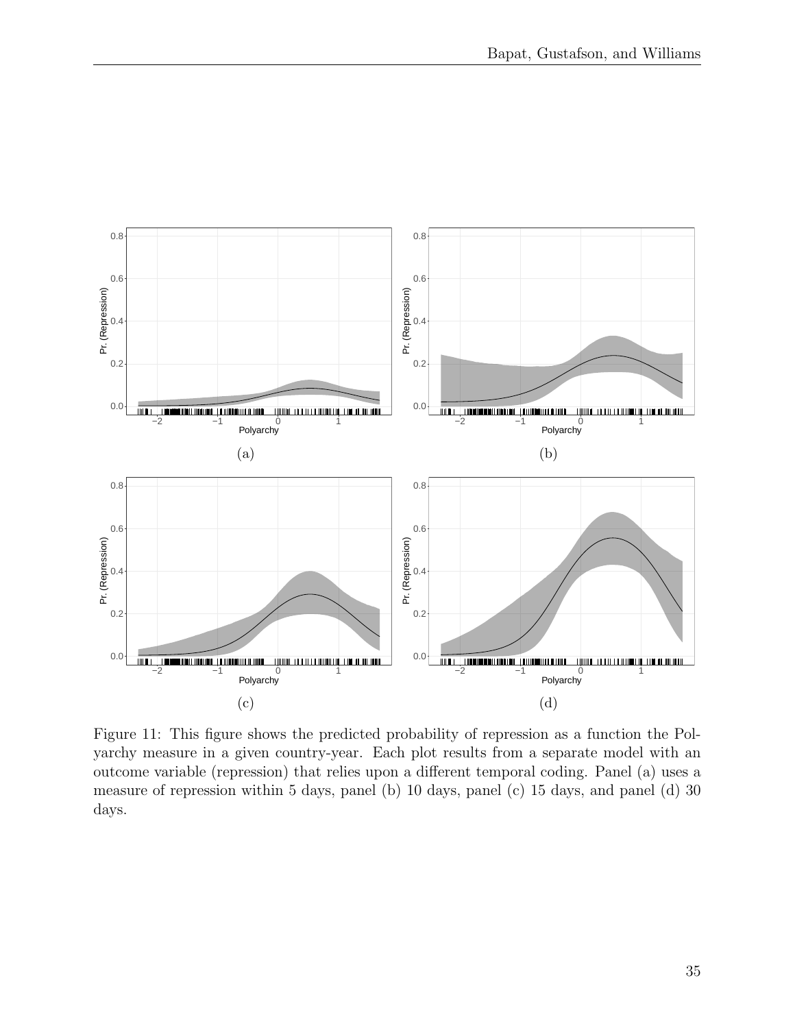Figure 11: This figure shows the predicted probability of repression as a function the Polyarchy measure in a given country-year. Each plot results from a separate model with an outcome variable (repression) that relies upon a different temporal coding. Panel (a) uses a measure of repression within 5 days, panel (b) 10 days, panel (c) 15 days, and panel (d) 30 days.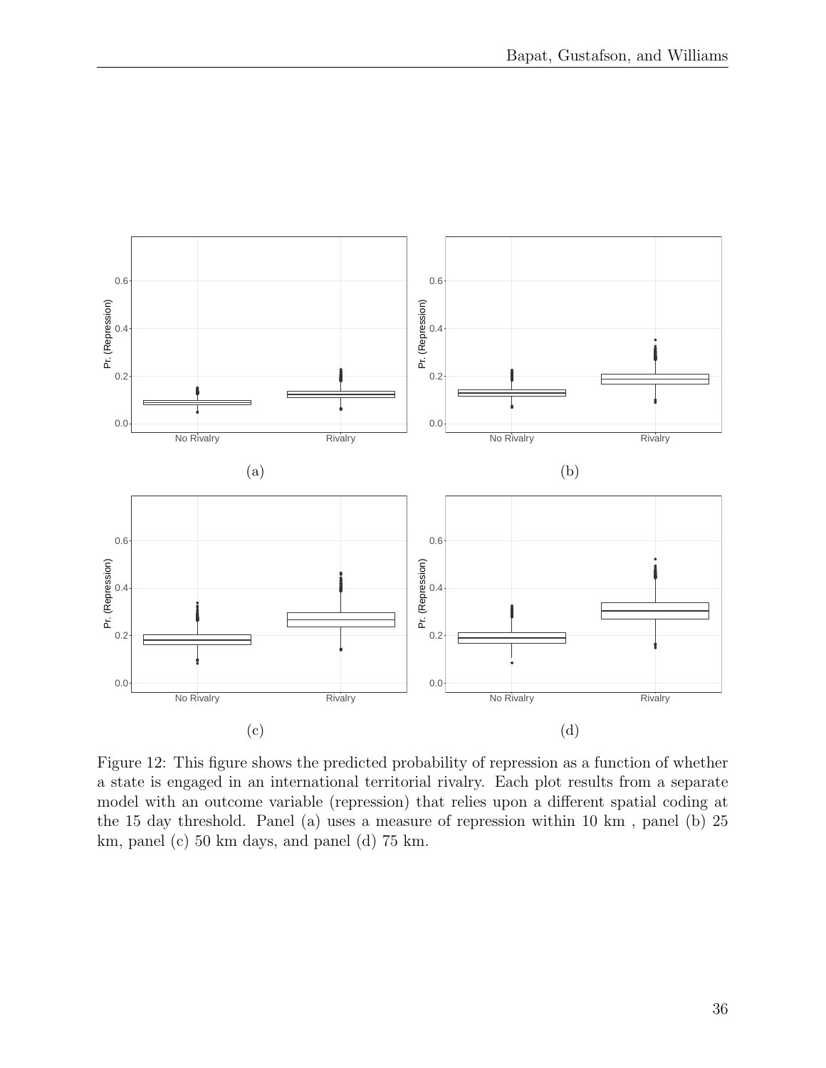(a)

(b)

(c)

(d)

Figure 12: This figure shows the predicted probability of repression as a function of whether a state is engaged in an international territorial rivalry. Each plot results from a separate model with an outcome variable (repression) that relies upon a different spatial coding at the 15 day threshold. Panel (a) uses a measure of repression within 10 km , panel (b) 25 km, panel (c) 50 km days, and panel (d) 75 km.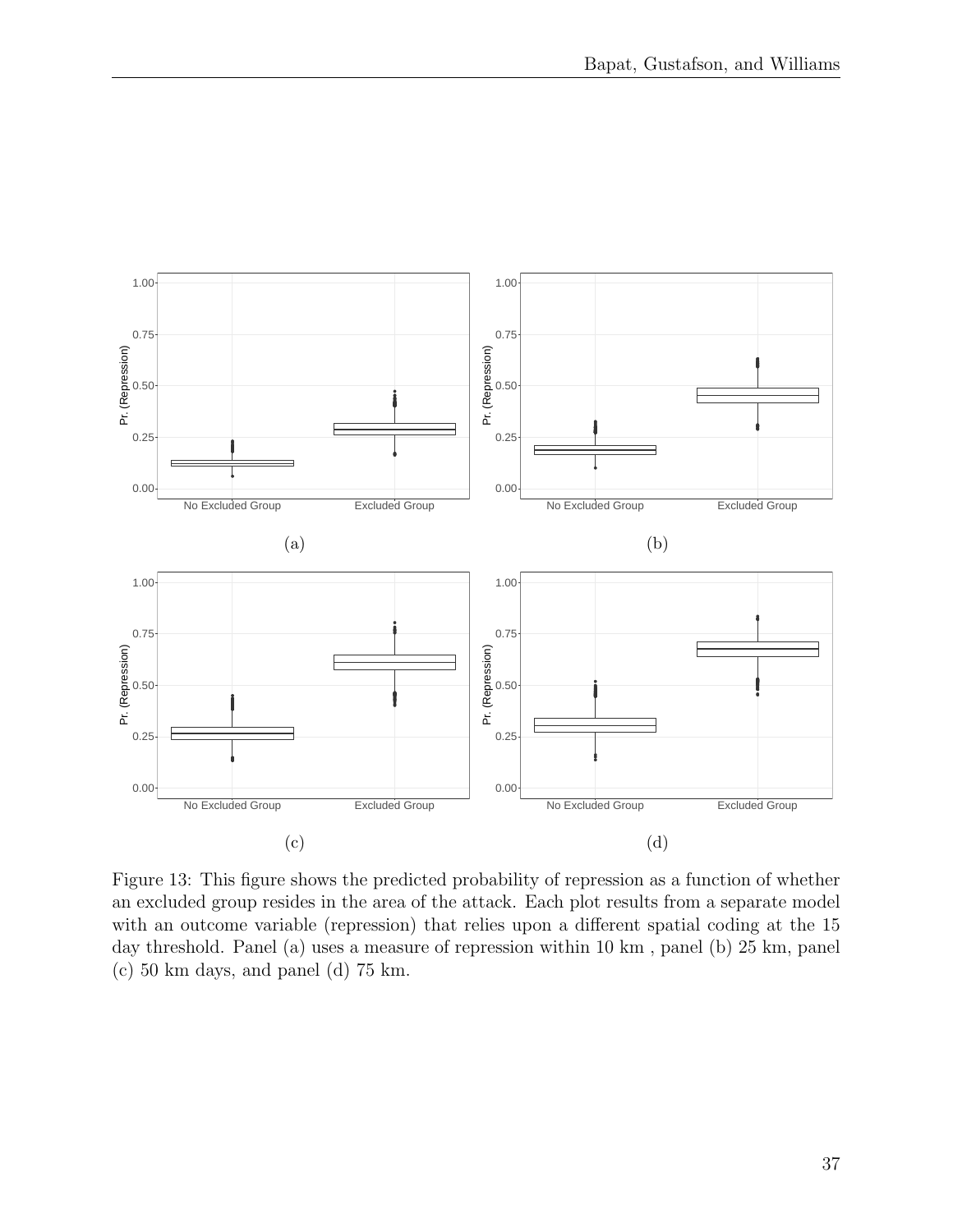Figure 13: This figure shows the predicted probability of repression as a function of whether an excluded group resides in the area of the attack. Each plot results from a separate model with an outcome variable (repression) that relies upon a different spatial coding at the 15 day threshold. Panel (a) uses a measure of repression within 10 km , panel (b) 25 km, panel (c) 50 km days, and panel (d) 75 km.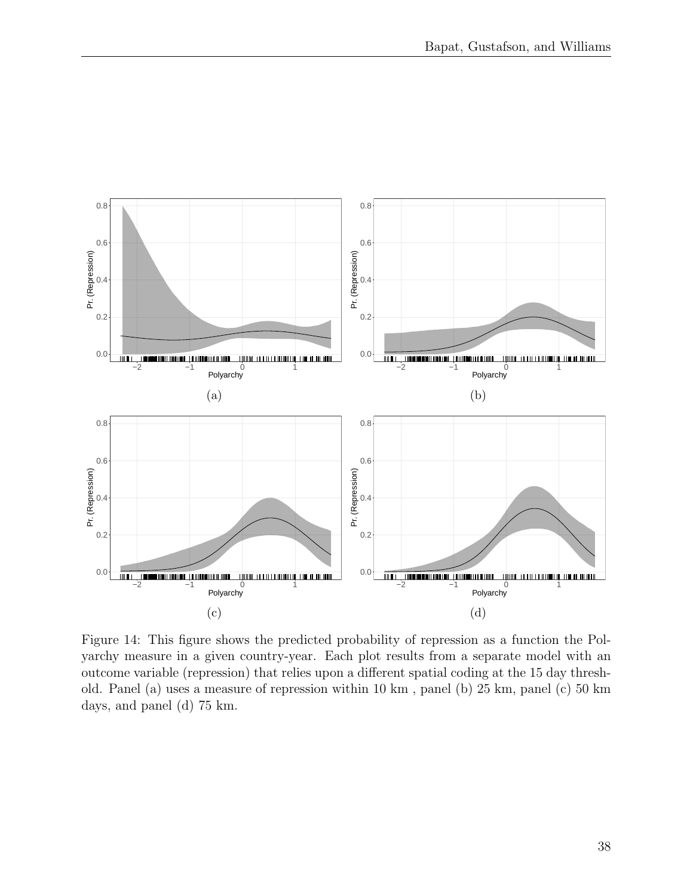Pr. (Repression)

0.8

0.6

0.4

0.2

0.0

−2

−1

0

1

Polyarchy

(a)

Pr. (Repression)

0.8

0.6

0.4

0.2

0.0

−2

−1

0

1

Polyarchy

(b)

Pr. (Repression)

0.8

0.6

0.4

0.2

0.0

−2

−1

0

1

Polyarchy

(c)

Pr. (Repression)

0.8

0.6

0.4

0.2

0.0

−2

−1

0

1

Polyarchy

(d)

Figure 14: This figure shows the predicted probability of repression as a function the Polyarchy measure in a given country-year. Each plot results from a separate model with an outcome variable (repression) that relies upon a different spatial coding at the 15 day threshold. Panel (a) uses a measure of repression within 10 km , panel (b) 25 km, panel (c) 50 km days, and panel (d) 75 km.